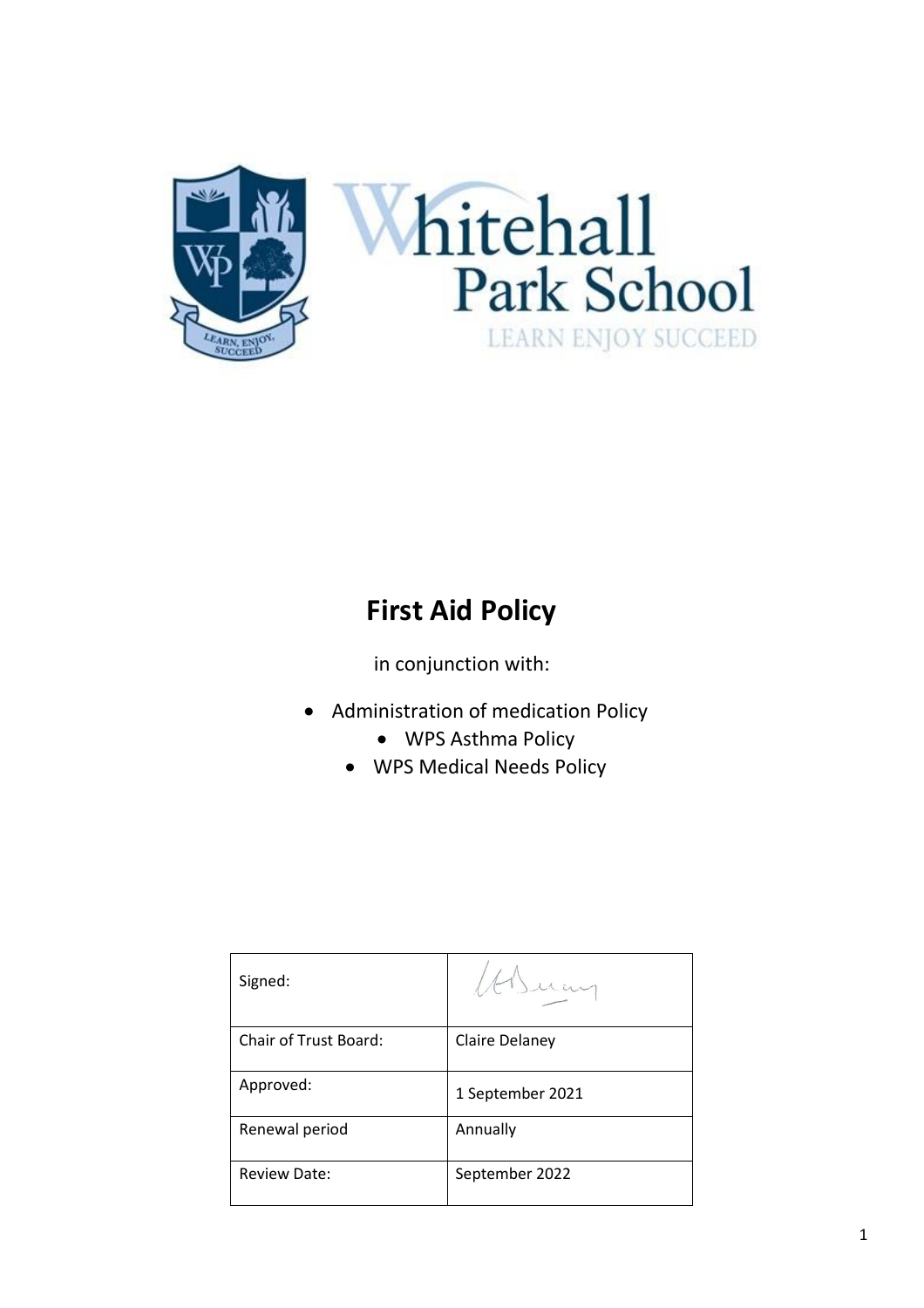Whitehall Park School

LEARN ENJOY SUCCEED

# First Aid Policy

in conjunction with:

- Administration of medication Policy
- WPS Asthma Policy
- WPS Medical Needs Policy

| | |
|---|---|
| Signed: | |
| Chair of Trust Board: | Claire Delaney |
| Approved: | 1 September 2021 |
| Renewal period | Annually |
| Review Date: | September 2022 |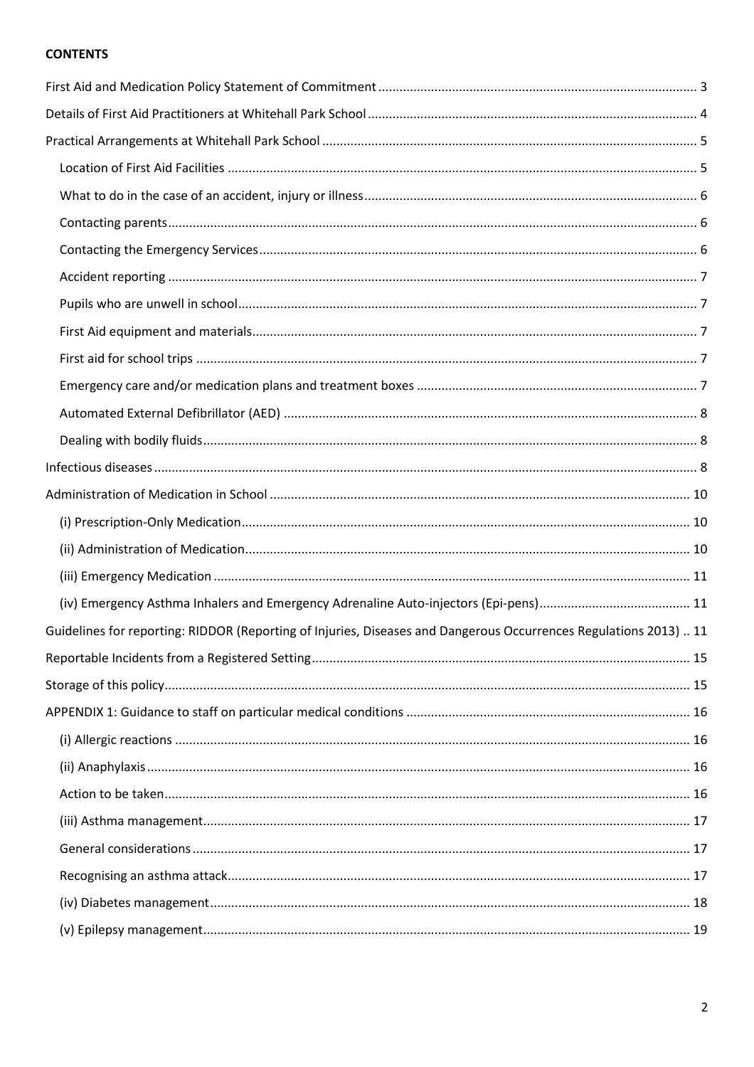**CONTENTS**

- First Aid and Medication Policy Statement of Commitment ... 3
- Details of First Aid Practitioners at Whitehall Park School ... 4
- Practical Arrangements at Whitehall Park School ... 5
  - Location of First Aid Facilities ... 5
  - What to do in the case of an accident, injury or illness ... 6
  - Contacting parents ... 6
  - Contacting the Emergency Services ... 6
  - Accident reporting ... 7
  - Pupils who are unwell in school ... 7
  - First Aid equipment and materials ... 7
  - First aid for school trips ... 7
  - Emergency care and/or medication plans and treatment boxes ... 7
  - Automated External Defibrillator (AED) ... 8
  - Dealing with bodily fluids ... 8
- Infectious diseases ... 8
- Administration of Medication in School ... 10
  - (i) Prescription-Only Medication ... 10
  - (ii) Administration of Medication ... 10
  - (iii) Emergency Medication ... 11
  - (iv) Emergency Asthma Inhalers and Emergency Adrenaline Auto-injectors (Epi-pens) ... 11
- Guidelines for reporting: RIDDOR (Reporting of Injuries, Diseases and Dangerous Occurrences Regulations 2013) .. 11
- Reportable Incidents from a Registered Setting ... 15
- Storage of this policy ... 15
- APPENDIX 1: Guidance to staff on particular medical conditions ... 16
  - (i) Allergic reactions ... 16
  - (ii) Anaphylaxis ... 16
  - Action to be taken ... 16
  - (iii) Asthma management ... 17
  - General considerations ... 17
  - Recognising an asthma attack ... 17
  - (iv) Diabetes management ... 18
  - (v) Epilepsy management ... 19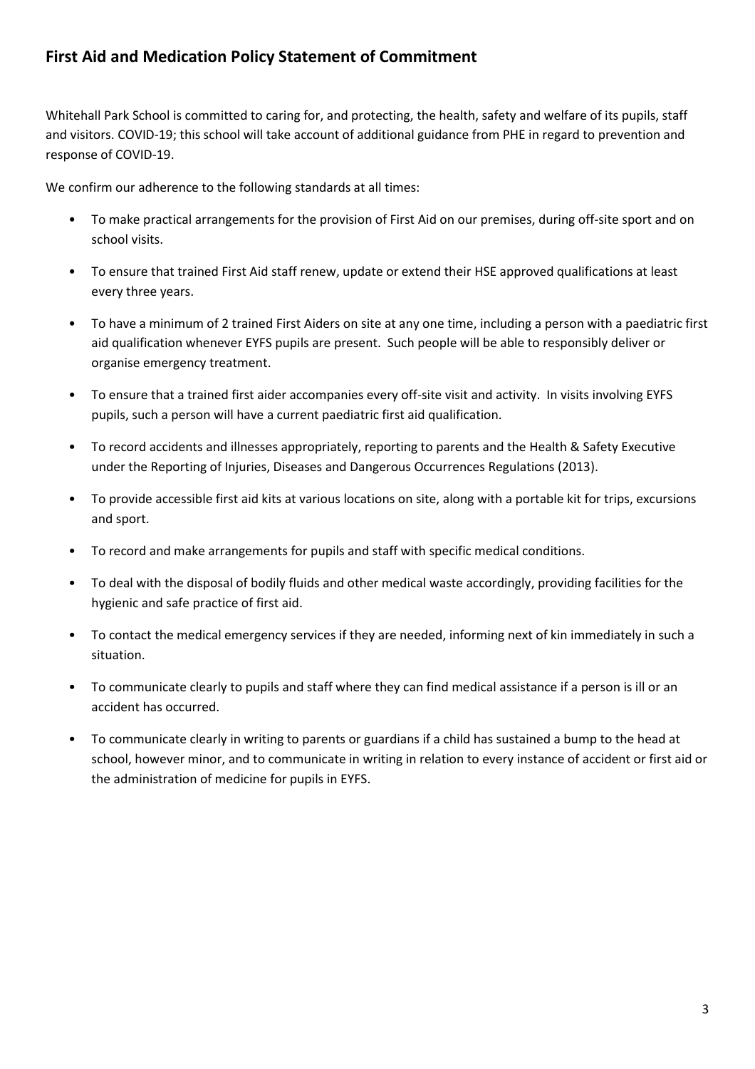## First Aid and Medication Policy Statement of Commitment

Whitehall Park School is committed to caring for, and protecting, the health, safety and welfare of its pupils, staff and visitors. COVID-19; this school will take account of additional guidance from PHE in regard to prevention and response of COVID-19.

We confirm our adherence to the following standards at all times:

- To make practical arrangements for the provision of First Aid on our premises, during off-site sport and on school visits.
- To ensure that trained First Aid staff renew, update or extend their HSE approved qualifications at least every three years.
- To have a minimum of 2 trained First Aiders on site at any one time, including a person with a paediatric first aid qualification whenever EYFS pupils are present. Such people will be able to responsibly deliver or organise emergency treatment.
- To ensure that a trained first aider accompanies every off-site visit and activity. In visits involving EYFS pupils, such a person will have a current paediatric first aid qualification.
- To record accidents and illnesses appropriately, reporting to parents and the Health & Safety Executive under the Reporting of Injuries, Diseases and Dangerous Occurrences Regulations (2013).
- To provide accessible first aid kits at various locations on site, along with a portable kit for trips, excursions and sport.
- To record and make arrangements for pupils and staff with specific medical conditions.
- To deal with the disposal of bodily fluids and other medical waste accordingly, providing facilities for the hygienic and safe practice of first aid.
- To contact the medical emergency services if they are needed, informing next of kin immediately in such a situation.
- To communicate clearly to pupils and staff where they can find medical assistance if a person is ill or an accident has occurred.
- To communicate clearly in writing to parents or guardians if a child has sustained a bump to the head at school, however minor, and to communicate in writing in relation to every instance of accident or first aid or the administration of medicine for pupils in EYFS.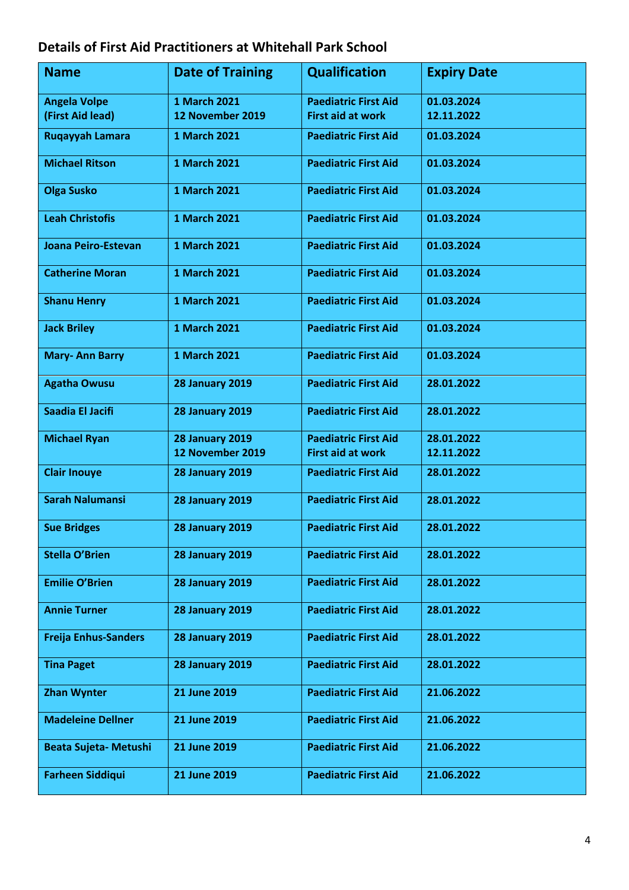## Details of First Aid Practitioners at Whitehall Park School

| Name | Date of Training | Qualification | Expiry Date |
|---|---|---|---|
| Angela Volpe (First Aid lead) | 1 March 2021<br>12 November 2019 | Paediatric First Aid<br>First aid at work | 01.03.2024<br>12.11.2022 |
| Ruqayyah Lamara | 1 March 2021 | Paediatric First Aid | 01.03.2024 |
| Michael Ritson | 1 March 2021 | Paediatric First Aid | 01.03.2024 |
| Olga Susko | 1 March 2021 | Paediatric First Aid | 01.03.2024 |
| Leah Christofis | 1 March 2021 | Paediatric First Aid | 01.03.2024 |
| Joana Peiro-Estevan | 1 March 2021 | Paediatric First Aid | 01.03.2024 |
| Catherine Moran | 1 March 2021 | Paediatric First Aid | 01.03.2024 |
| Shanu Henry | 1 March 2021 | Paediatric First Aid | 01.03.2024 |
| Jack Briley | 1 March 2021 | Paediatric First Aid | 01.03.2024 |
| Mary- Ann Barry | 1 March 2021 | Paediatric First Aid | 01.03.2024 |
| Agatha Owusu | 28 January 2019 | Paediatric First Aid | 28.01.2022 |
| Saadia El Jacifi | 28 January 2019 | Paediatric First Aid | 28.01.2022 |
| Michael Ryan | 28 January 2019<br>12 November 2019 | Paediatric First Aid<br>First aid at work | 28.01.2022<br>12.11.2022 |
| Clair Inouye | 28 January 2019 | Paediatric First Aid | 28.01.2022 |
| Sarah Nalumansi | 28 January 2019 | Paediatric First Aid | 28.01.2022 |
| Sue Bridges | 28 January 2019 | Paediatric First Aid | 28.01.2022 |
| Stella O'Brien | 28 January 2019 | Paediatric First Aid | 28.01.2022 |
| Emilie O'Brien | 28 January 2019 | Paediatric First Aid | 28.01.2022 |
| Annie Turner | 28 January 2019 | Paediatric First Aid | 28.01.2022 |
| Freija Enhus-Sanders | 28 January 2019 | Paediatric First Aid | 28.01.2022 |
| Tina Paget | 28 January 2019 | Paediatric First Aid | 28.01.2022 |
| Zhan Wynter | 21 June 2019 | Paediatric First Aid | 21.06.2022 |
| Madeleine Dellner | 21 June 2019 | Paediatric First Aid | 21.06.2022 |
| Beata Sujeta- Metushi | 21 June 2019 | Paediatric First Aid | 21.06.2022 |
| Farheen Siddiqui | 21 June 2019 | Paediatric First Aid | 21.06.2022 |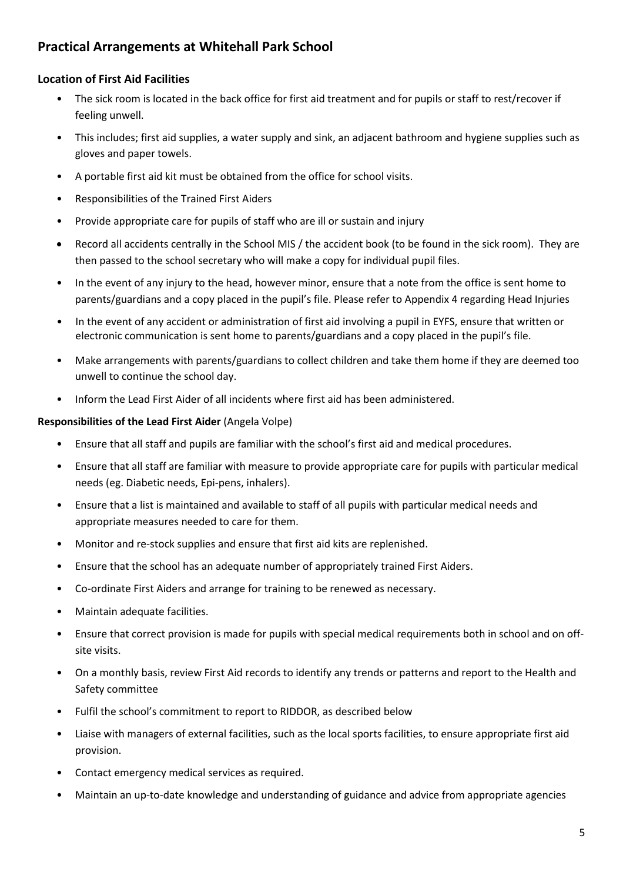## Practical Arrangements at Whitehall Park School

### Location of First Aid Facilities

- The sick room is located in the back office for first aid treatment and for pupils or staff to rest/recover if feeling unwell.
- This includes; first aid supplies, a water supply and sink, an adjacent bathroom and hygiene supplies such as gloves and paper towels.
- A portable first aid kit must be obtained from the office for school visits.
- Responsibilities of the Trained First Aiders
- Provide appropriate care for pupils of staff who are ill or sustain and injury
- Record all accidents centrally in the School MIS / the accident book (to be found in the sick room). They are then passed to the school secretary who will make a copy for individual pupil files.
- In the event of any injury to the head, however minor, ensure that a note from the office is sent home to parents/guardians and a copy placed in the pupil's file. Please refer to Appendix 4 regarding Head Injuries
- In the event of any accident or administration of first aid involving a pupil in EYFS, ensure that written or electronic communication is sent home to parents/guardians and a copy placed in the pupil's file.
- Make arrangements with parents/guardians to collect children and take them home if they are deemed too unwell to continue the school day.
- Inform the Lead First Aider of all incidents where first aid has been administered.

**Responsibilities of the Lead First Aider** (Angela Volpe)

- Ensure that all staff and pupils are familiar with the school's first aid and medical procedures.
- Ensure that all staff are familiar with measure to provide appropriate care for pupils with particular medical needs (eg. Diabetic needs, Epi-pens, inhalers).
- Ensure that a list is maintained and available to staff of all pupils with particular medical needs and appropriate measures needed to care for them.
- Monitor and re-stock supplies and ensure that first aid kits are replenished.
- Ensure that the school has an adequate number of appropriately trained First Aiders.
- Co-ordinate First Aiders and arrange for training to be renewed as necessary.
- Maintain adequate facilities.
- Ensure that correct provision is made for pupils with special medical requirements both in school and on off-site visits.
- On a monthly basis, review First Aid records to identify any trends or patterns and report to the Health and Safety committee
- Fulfil the school's commitment to report to RIDDOR, as described below
- Liaise with managers of external facilities, such as the local sports facilities, to ensure appropriate first aid provision.
- Contact emergency medical services as required.
- Maintain an up-to-date knowledge and understanding of guidance and advice from appropriate agencies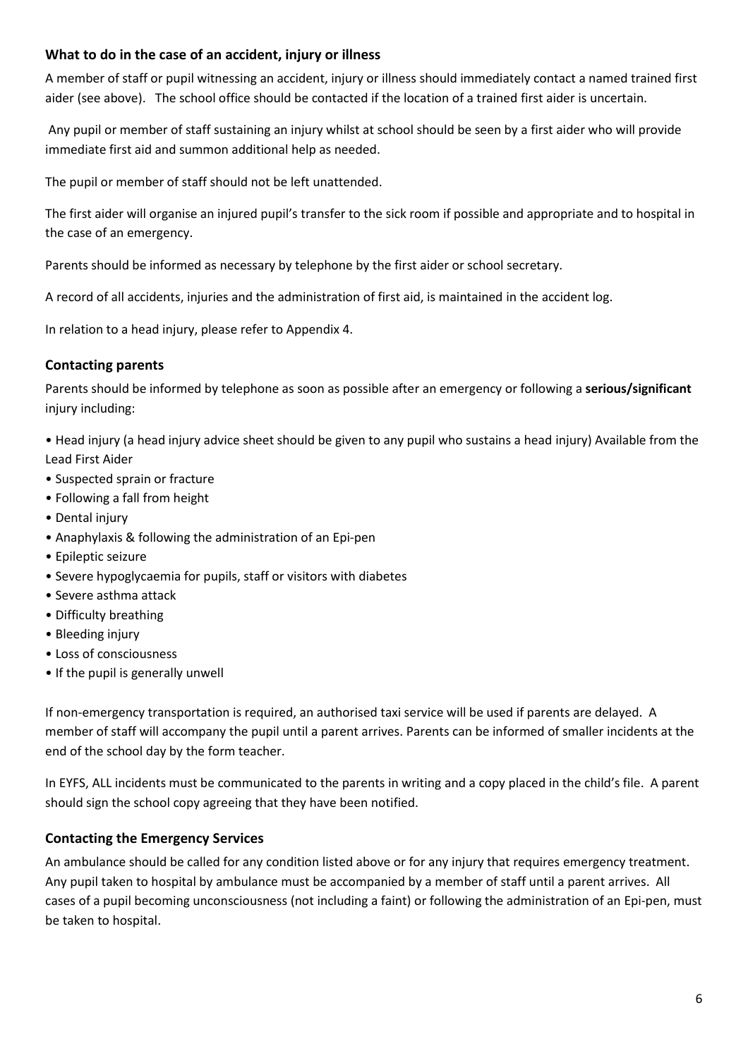### What to do in the case of an accident, injury or illness

A member of staff or pupil witnessing an accident, injury or illness should immediately contact a named trained first aider (see above). The school office should be contacted if the location of a trained first aider is uncertain.

Any pupil or member of staff sustaining an injury whilst at school should be seen by a first aider who will provide immediate first aid and summon additional help as needed.

The pupil or member of staff should not be left unattended.

The first aider will organise an injured pupil's transfer to the sick room if possible and appropriate and to hospital in the case of an emergency.

Parents should be informed as necessary by telephone by the first aider or school secretary.

A record of all accidents, injuries and the administration of first aid, is maintained in the accident log.

In relation to a head injury, please refer to Appendix 4.

### Contacting parents

Parents should be informed by telephone as soon as possible after an emergency or following a **serious/significant** injury including:

- Head injury (a head injury advice sheet should be given to any pupil who sustains a head injury) Available from the Lead First Aider
- Suspected sprain or fracture
- Following a fall from height
- Dental injury
- Anaphylaxis & following the administration of an Epi-pen
- Epileptic seizure
- Severe hypoglycaemia for pupils, staff or visitors with diabetes
- Severe asthma attack
- Difficulty breathing
- Bleeding injury
- Loss of consciousness
- If the pupil is generally unwell

If non-emergency transportation is required, an authorised taxi service will be used if parents are delayed. A member of staff will accompany the pupil until a parent arrives. Parents can be informed of smaller incidents at the end of the school day by the form teacher.

In EYFS, ALL incidents must be communicated to the parents in writing and a copy placed in the child's file. A parent should sign the school copy agreeing that they have been notified.

### Contacting the Emergency Services

An ambulance should be called for any condition listed above or for any injury that requires emergency treatment. Any pupil taken to hospital by ambulance must be accompanied by a member of staff until a parent arrives. All cases of a pupil becoming unconsciousness (not including a faint) or following the administration of an Epi-pen, must be taken to hospital.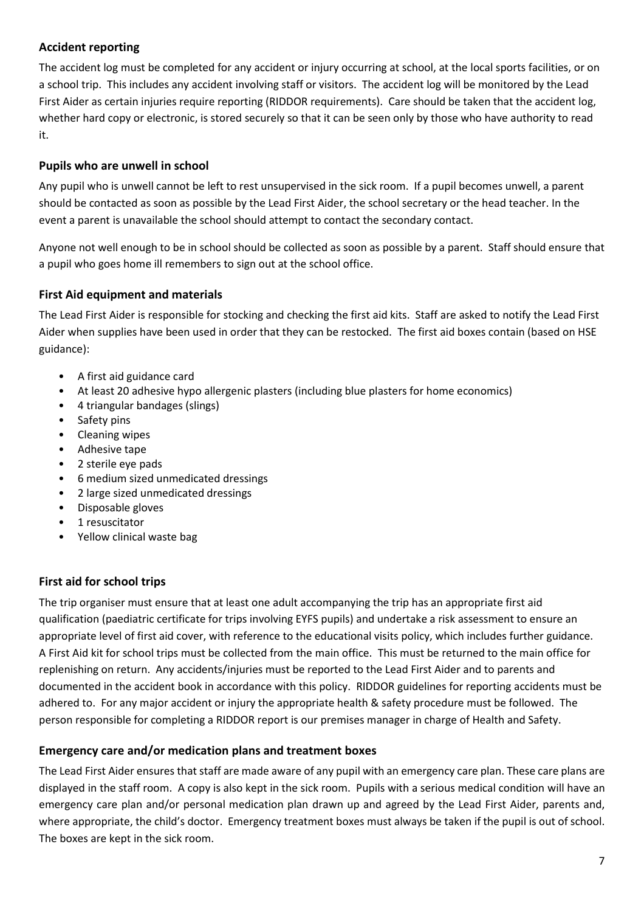## Accident reporting

The accident log must be completed for any accident or injury occurring at school, at the local sports facilities, or on a school trip. This includes any accident involving staff or visitors. The accident log will be monitored by the Lead First Aider as certain injuries require reporting (RIDDOR requirements). Care should be taken that the accident log, whether hard copy or electronic, is stored securely so that it can be seen only by those who have authority to read it.

## Pupils who are unwell in school

Any pupil who is unwell cannot be left to rest unsupervised in the sick room. If a pupil becomes unwell, a parent should be contacted as soon as possible by the Lead First Aider, the school secretary or the head teacher. In the event a parent is unavailable the school should attempt to contact the secondary contact.

Anyone not well enough to be in school should be collected as soon as possible by a parent. Staff should ensure that a pupil who goes home ill remembers to sign out at the school office.

## First Aid equipment and materials

The Lead First Aider is responsible for stocking and checking the first aid kits. Staff are asked to notify the Lead First Aider when supplies have been used in order that they can be restocked. The first aid boxes contain (based on HSE guidance):

- A first aid guidance card
- At least 20 adhesive hypo allergenic plasters (including blue plasters for home economics)
- 4 triangular bandages (slings)
- Safety pins
- Cleaning wipes
- Adhesive tape
- 2 sterile eye pads
- 6 medium sized unmedicated dressings
- 2 large sized unmedicated dressings
- Disposable gloves
- 1 resuscitator
- Yellow clinical waste bag

## First aid for school trips

The trip organiser must ensure that at least one adult accompanying the trip has an appropriate first aid qualification (paediatric certificate for trips involving EYFS pupils) and undertake a risk assessment to ensure an appropriate level of first aid cover, with reference to the educational visits policy, which includes further guidance. A First Aid kit for school trips must be collected from the main office. This must be returned to the main office for replenishing on return. Any accidents/injuries must be reported to the Lead First Aider and to parents and documented in the accident book in accordance with this policy. RIDDOR guidelines for reporting accidents must be adhered to. For any major accident or injury the appropriate health & safety procedure must be followed. The person responsible for completing a RIDDOR report is our premises manager in charge of Health and Safety.

## Emergency care and/or medication plans and treatment boxes

The Lead First Aider ensures that staff are made aware of any pupil with an emergency care plan. These care plans are displayed in the staff room. A copy is also kept in the sick room. Pupils with a serious medical condition will have an emergency care plan and/or personal medication plan drawn up and agreed by the Lead First Aider, parents and, where appropriate, the child's doctor. Emergency treatment boxes must always be taken if the pupil is out of school. The boxes are kept in the sick room.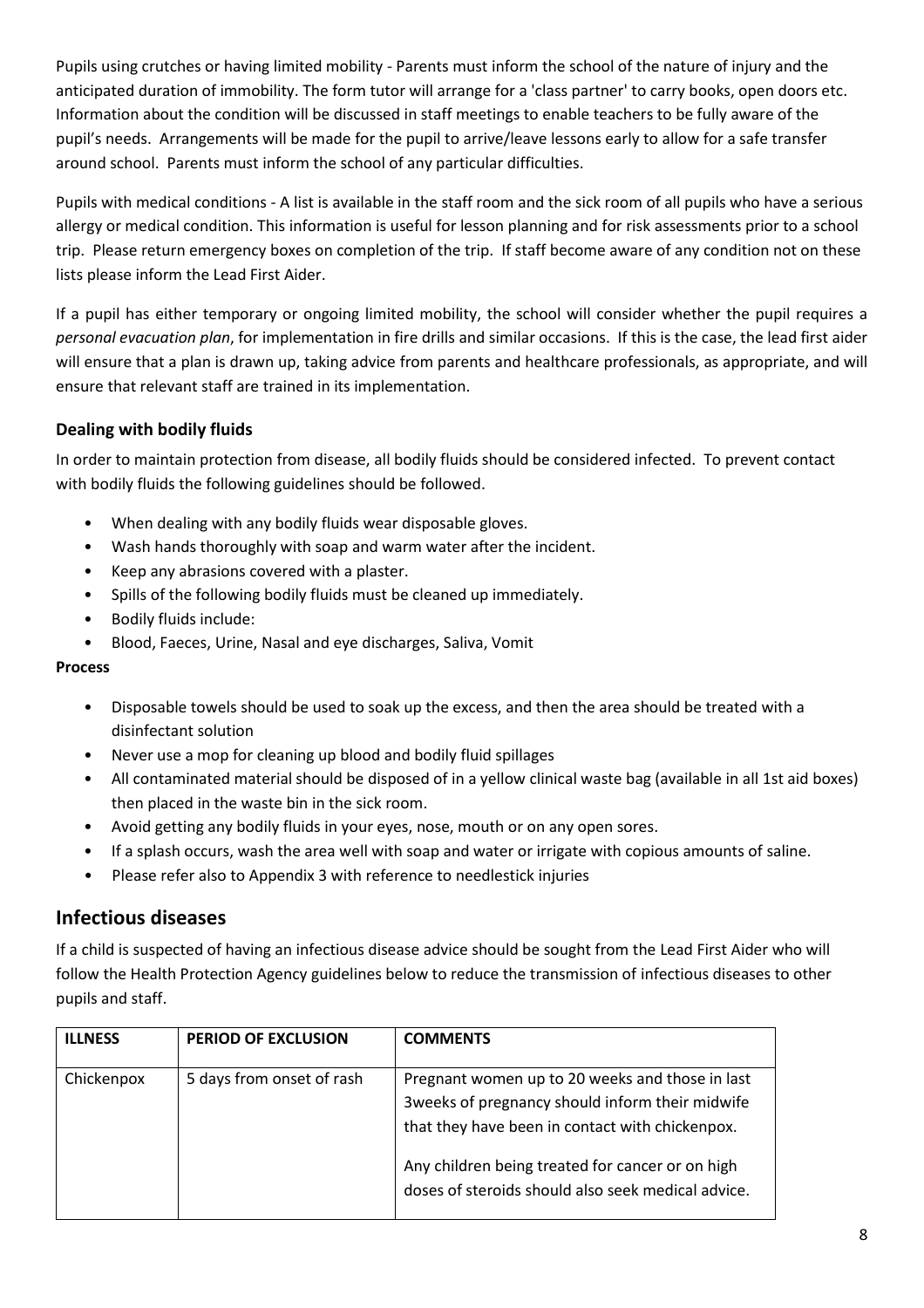Pupils using crutches or having limited mobility - Parents must inform the school of the nature of injury and the anticipated duration of immobility. The form tutor will arrange for a 'class partner' to carry books, open doors etc. Information about the condition will be discussed in staff meetings to enable teachers to be fully aware of the pupil's needs. Arrangements will be made for the pupil to arrive/leave lessons early to allow for a safe transfer around school. Parents must inform the school of any particular difficulties.

Pupils with medical conditions - A list is available in the staff room and the sick room of all pupils who have a serious allergy or medical condition. This information is useful for lesson planning and for risk assessments prior to a school trip. Please return emergency boxes on completion of the trip. If staff become aware of any condition not on these lists please inform the Lead First Aider.

If a pupil has either temporary or ongoing limited mobility, the school will consider whether the pupil requires a *personal evacuation plan*, for implementation in fire drills and similar occasions. If this is the case, the lead first aider will ensure that a plan is drawn up, taking advice from parents and healthcare professionals, as appropriate, and will ensure that relevant staff are trained in its implementation.

### Dealing with bodily fluids

In order to maintain protection from disease, all bodily fluids should be considered infected. To prevent contact with bodily fluids the following guidelines should be followed.

- When dealing with any bodily fluids wear disposable gloves.
- Wash hands thoroughly with soap and warm water after the incident.
- Keep any abrasions covered with a plaster.
- Spills of the following bodily fluids must be cleaned up immediately.
- Bodily fluids include:
- Blood, Faeces, Urine, Nasal and eye discharges, Saliva, Vomit

**Process**

- Disposable towels should be used to soak up the excess, and then the area should be treated with a disinfectant solution
- Never use a mop for cleaning up blood and bodily fluid spillages
- All contaminated material should be disposed of in a yellow clinical waste bag (available in all 1st aid boxes) then placed in the waste bin in the sick room.
- Avoid getting any bodily fluids in your eyes, nose, mouth or on any open sores.
- If a splash occurs, wash the area well with soap and water or irrigate with copious amounts of saline.
- Please refer also to Appendix 3 with reference to needlestick injuries

## Infectious diseases

If a child is suspected of having an infectious disease advice should be sought from the Lead First Aider who will follow the Health Protection Agency guidelines below to reduce the transmission of infectious diseases to other pupils and staff.

| ILLNESS | PERIOD OF EXCLUSION | COMMENTS |
|---|---|---|
| Chickenpox | 5 days from onset of rash | Pregnant women up to 20 weeks and those in last 3weeks of pregnancy should inform their midwife that they have been in contact with chickenpox.<br><br>Any children being treated for cancer or on high doses of steroids should also seek medical advice. |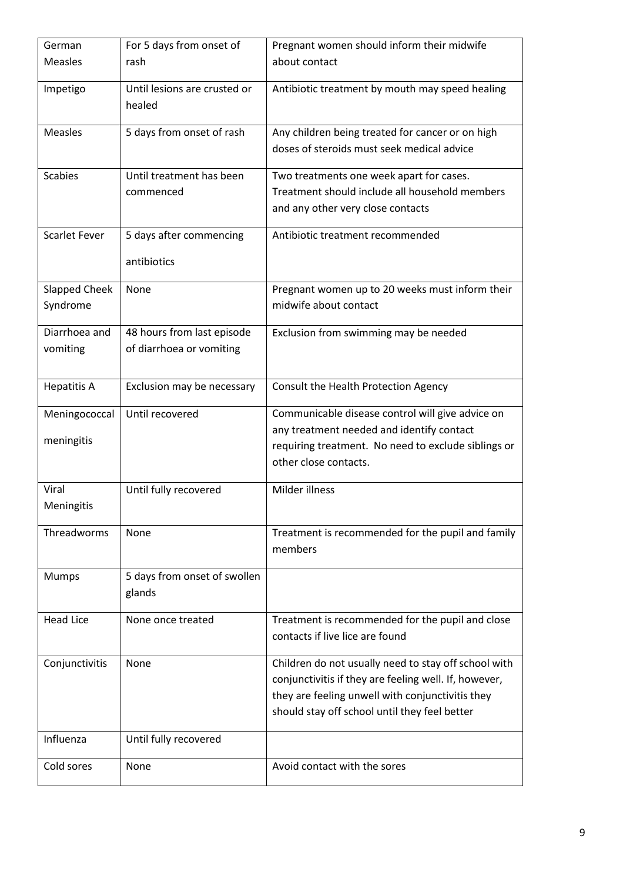| German Measles | For 5 days from onset of rash | Pregnant women should inform their midwife about contact |
|---|---|---|
| Impetigo | Until lesions are crusted or healed | Antibiotic treatment by mouth may speed healing |
| Measles | 5 days from onset of rash | Any children being treated for cancer or on high doses of steroids must seek medical advice |
| Scabies | Until treatment has been commenced | Two treatments one week apart for cases. Treatment should include all household members and any other very close contacts |
| Scarlet Fever | 5 days after commencing antibiotics | Antibiotic treatment recommended |
| Slapped Cheek Syndrome | None | Pregnant women up to 20 weeks must inform their midwife about contact |
| Diarrhoea and vomiting | 48 hours from last episode of diarrhoea or vomiting | Exclusion from swimming may be needed |
| Hepatitis A | Exclusion may be necessary | Consult the Health Protection Agency |
| Meningococcal meningitis | Until recovered | Communicable disease control will give advice on any treatment needed and identify contact requiring treatment. No need to exclude siblings or other close contacts. |
| Viral Meningitis | Until fully recovered | Milder illness |
| Threadworms | None | Treatment is recommended for the pupil and family members |
| Mumps | 5 days from onset of swollen glands | |
| Head Lice | None once treated | Treatment is recommended for the pupil and close contacts if live lice are found |
| Conjunctivitis | None | Children do not usually need to stay off school with conjunctivitis if they are feeling well. If, however, they are feeling unwell with conjunctivitis they should stay off school until they feel better |
| Influenza | Until fully recovered | |
| Cold sores | None | Avoid contact with the sores |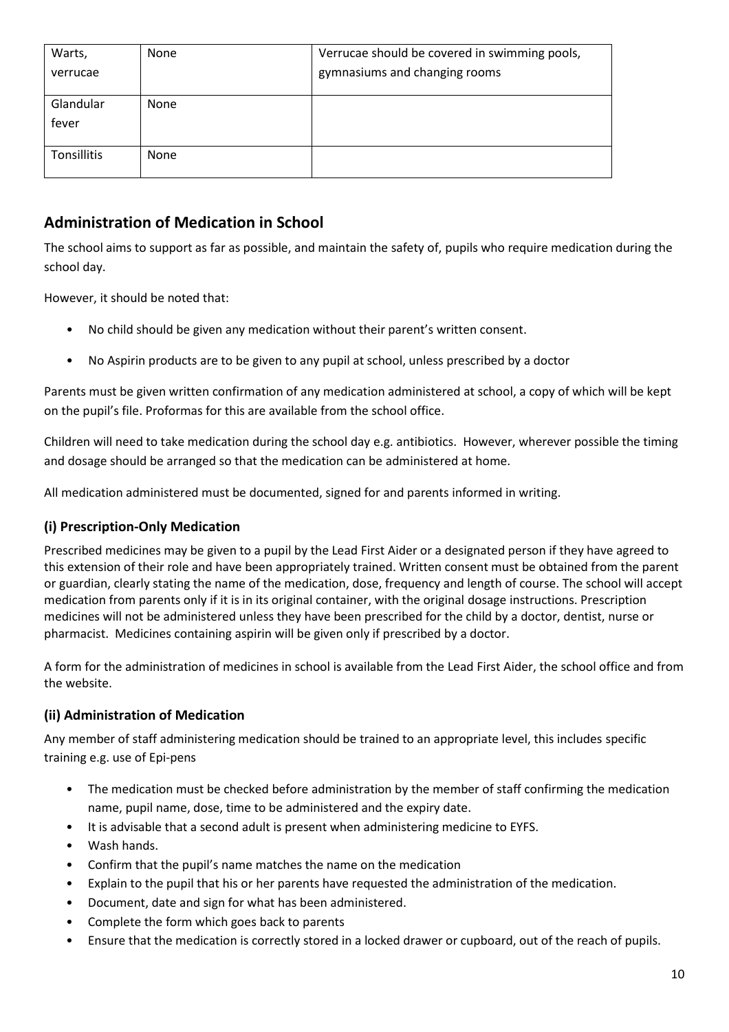| Warts, verrucae | None | Verrucae should be covered in swimming pools, gymnasiums and changing rooms |
|---|---|---|
| Glandular fever | None | |
| Tonsillitis | None | |

## Administration of Medication in School

The school aims to support as far as possible, and maintain the safety of, pupils who require medication during the school day.

However, it should be noted that:

- No child should be given any medication without their parent's written consent.
- No Aspirin products are to be given to any pupil at school, unless prescribed by a doctor

Parents must be given written confirmation of any medication administered at school, a copy of which will be kept on the pupil's file. Proformas for this are available from the school office.

Children will need to take medication during the school day e.g. antibiotics. However, wherever possible the timing and dosage should be arranged so that the medication can be administered at home.

All medication administered must be documented, signed for and parents informed in writing.

### (i) Prescription-Only Medication

Prescribed medicines may be given to a pupil by the Lead First Aider or a designated person if they have agreed to this extension of their role and have been appropriately trained. Written consent must be obtained from the parent or guardian, clearly stating the name of the medication, dose, frequency and length of course. The school will accept medication from parents only if it is in its original container, with the original dosage instructions. Prescription medicines will not be administered unless they have been prescribed for the child by a doctor, dentist, nurse or pharmacist. Medicines containing aspirin will be given only if prescribed by a doctor.

A form for the administration of medicines in school is available from the Lead First Aider, the school office and from the website.

### (ii) Administration of Medication

Any member of staff administering medication should be trained to an appropriate level, this includes specific training e.g. use of Epi-pens

- The medication must be checked before administration by the member of staff confirming the medication name, pupil name, dose, time to be administered and the expiry date.
- It is advisable that a second adult is present when administering medicine to EYFS.
- Wash hands.
- Confirm that the pupil's name matches the name on the medication
- Explain to the pupil that his or her parents have requested the administration of the medication.
- Document, date and sign for what has been administered.
- Complete the form which goes back to parents
- Ensure that the medication is correctly stored in a locked drawer or cupboard, out of the reach of pupils.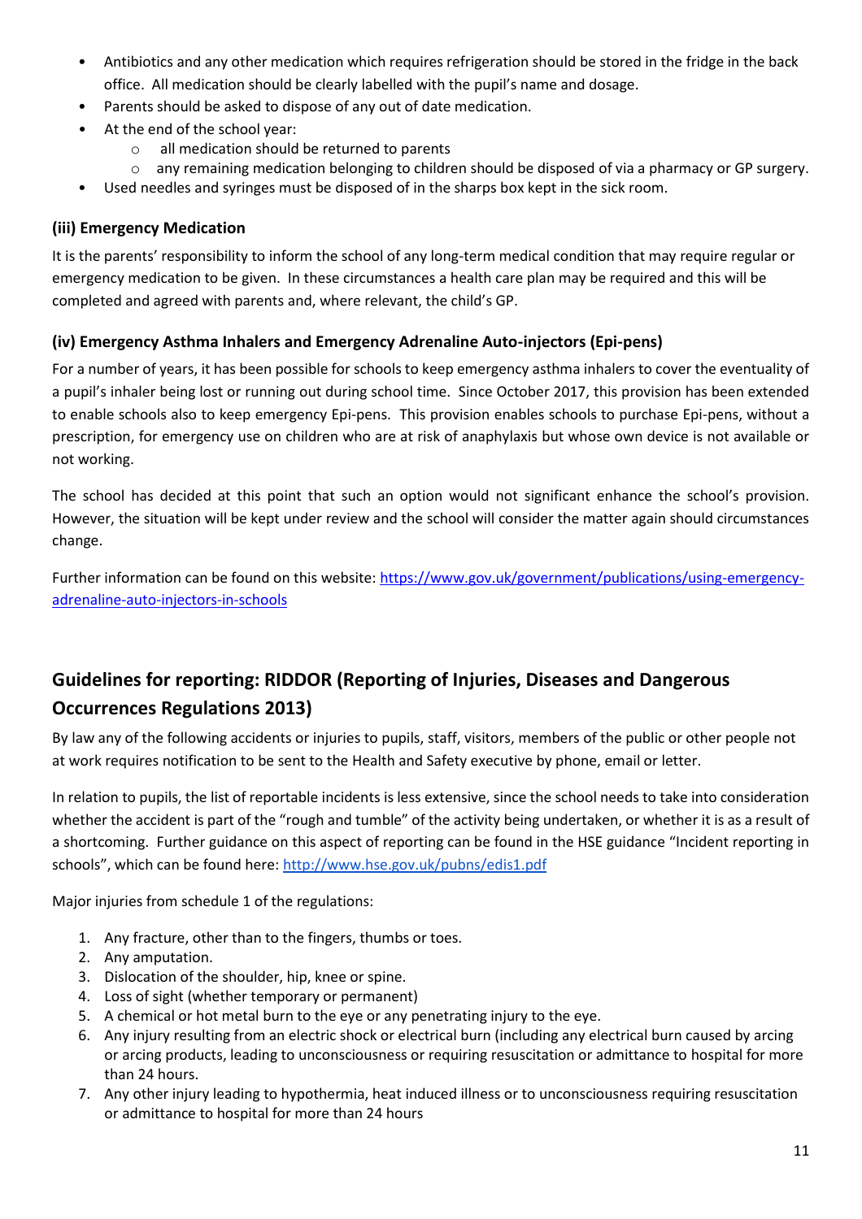- Antibiotics and any other medication which requires refrigeration should be stored in the fridge in the back office. All medication should be clearly labelled with the pupil's name and dosage.
- Parents should be asked to dispose of any out of date medication.
- At the end of the school year:
  - all medication should be returned to parents
  - any remaining medication belonging to children should be disposed of via a pharmacy or GP surgery.
- Used needles and syringes must be disposed of in the sharps box kept in the sick room.

### (iii) Emergency Medication

It is the parents' responsibility to inform the school of any long-term medical condition that may require regular or emergency medication to be given. In these circumstances a health care plan may be required and this will be completed and agreed with parents and, where relevant, the child's GP.

### (iv) Emergency Asthma Inhalers and Emergency Adrenaline Auto-injectors (Epi-pens)

For a number of years, it has been possible for schools to keep emergency asthma inhalers to cover the eventuality of a pupil's inhaler being lost or running out during school time. Since October 2017, this provision has been extended to enable schools also to keep emergency Epi-pens. This provision enables schools to purchase Epi-pens, without a prescription, for emergency use on children who are at risk of anaphylaxis but whose own device is not available or not working.

The school has decided at this point that such an option would not significant enhance the school's provision. However, the situation will be kept under review and the school will consider the matter again should circumstances change.

Further information can be found on this website: [https://www.gov.uk/government/publications/using-emergency-adrenaline-auto-injectors-in-schools](https://www.gov.uk/government/publications/using-emergency-adrenaline-auto-injectors-in-schools)

## Guidelines for reporting: RIDDOR (Reporting of Injuries, Diseases and Dangerous Occurrences Regulations 2013)

By law any of the following accidents or injuries to pupils, staff, visitors, members of the public or other people not at work requires notification to be sent to the Health and Safety executive by phone, email or letter.

In relation to pupils, the list of reportable incidents is less extensive, since the school needs to take into consideration whether the accident is part of the "rough and tumble" of the activity being undertaken, or whether it is as a result of a shortcoming. Further guidance on this aspect of reporting can be found in the HSE guidance "Incident reporting in schools", which can be found here: [http://www.hse.gov.uk/pubns/edis1.pdf](http://www.hse.gov.uk/pubns/edis1.pdf)

Major injuries from schedule 1 of the regulations:

1. Any fracture, other than to the fingers, thumbs or toes.
2. Any amputation.
3. Dislocation of the shoulder, hip, knee or spine.
4. Loss of sight (whether temporary or permanent)
5. A chemical or hot metal burn to the eye or any penetrating injury to the eye.
6. Any injury resulting from an electric shock or electrical burn (including any electrical burn caused by arcing or arcing products, leading to unconsciousness or requiring resuscitation or admittance to hospital for more than 24 hours.
7. Any other injury leading to hypothermia, heat induced illness or to unconsciousness requiring resuscitation or admittance to hospital for more than 24 hours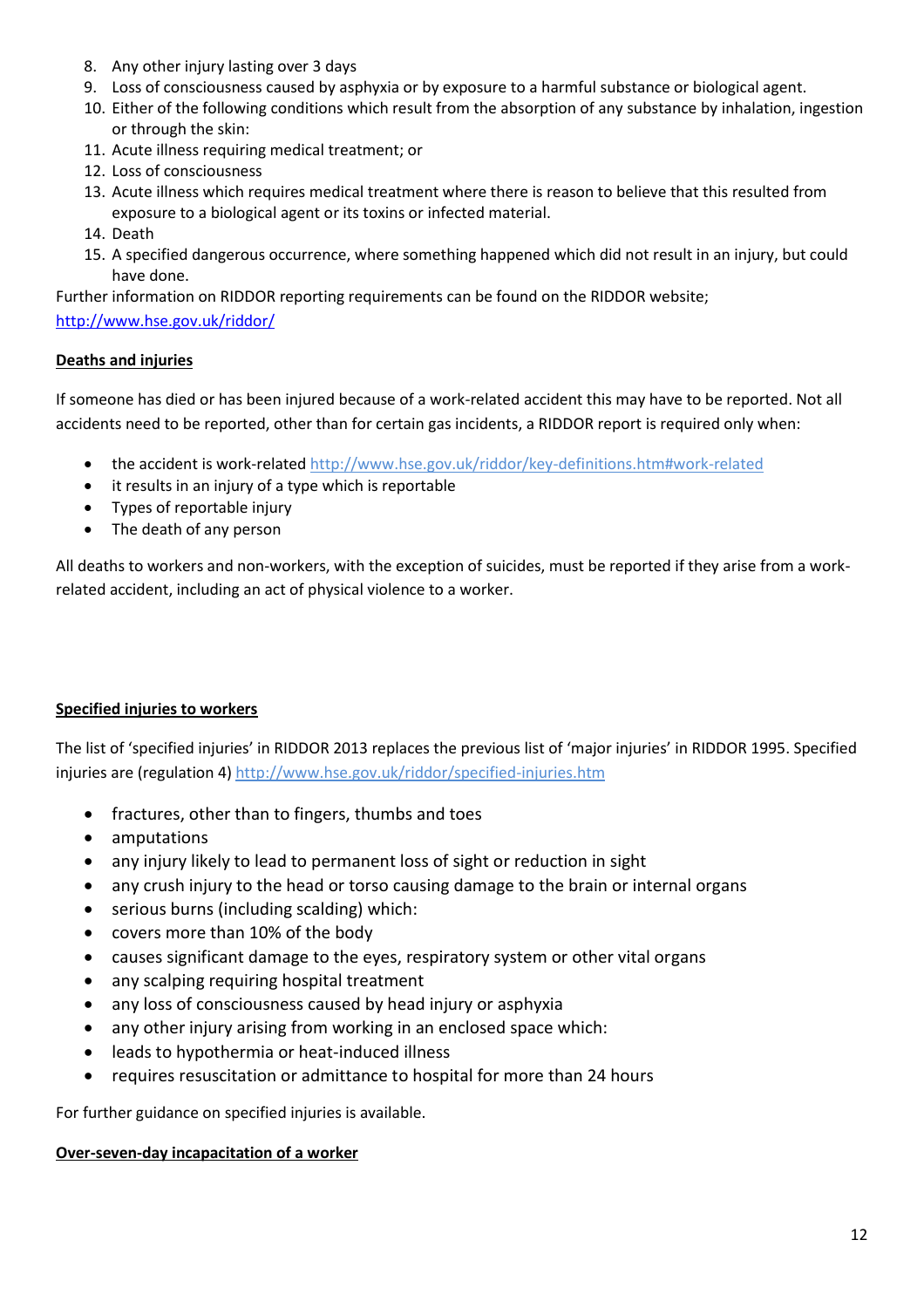8. Any other injury lasting over 3 days
9. Loss of consciousness caused by asphyxia or by exposure to a harmful substance or biological agent.
10. Either of the following conditions which result from the absorption of any substance by inhalation, ingestion or through the skin:
11. Acute illness requiring medical treatment; or
12. Loss of consciousness
13. Acute illness which requires medical treatment where there is reason to believe that this resulted from exposure to a biological agent or its toxins or infected material.
14. Death
15. A specified dangerous occurrence, where something happened which did not result in an injury, but could have done.

Further information on RIDDOR reporting requirements can be found on the RIDDOR website; http://www.hse.gov.uk/riddor/

**Deaths and injuries**

If someone has died or has been injured because of a work-related accident this may have to be reported. Not all accidents need to be reported, other than for certain gas incidents, a RIDDOR report is required only when:

- the accident is work-related http://www.hse.gov.uk/riddor/key-definitions.htm#work-related
- it results in an injury of a type which is reportable
- Types of reportable injury
- The death of any person

All deaths to workers and non-workers, with the exception of suicides, must be reported if they arise from a work-related accident, including an act of physical violence to a worker.

**Specified injuries to workers**

The list of 'specified injuries' in RIDDOR 2013 replaces the previous list of 'major injuries' in RIDDOR 1995. Specified injuries are (regulation 4) http://www.hse.gov.uk/riddor/specified-injuries.htm

- fractures, other than to fingers, thumbs and toes
- amputations
- any injury likely to lead to permanent loss of sight or reduction in sight
- any crush injury to the head or torso causing damage to the brain or internal organs
- serious burns (including scalding) which:
- covers more than 10% of the body
- causes significant damage to the eyes, respiratory system or other vital organs
- any scalping requiring hospital treatment
- any loss of consciousness caused by head injury or asphyxia
- any other injury arising from working in an enclosed space which:
- leads to hypothermia or heat-induced illness
- requires resuscitation or admittance to hospital for more than 24 hours

For further guidance on specified injuries is available.

**Over-seven-day incapacitation of a worker**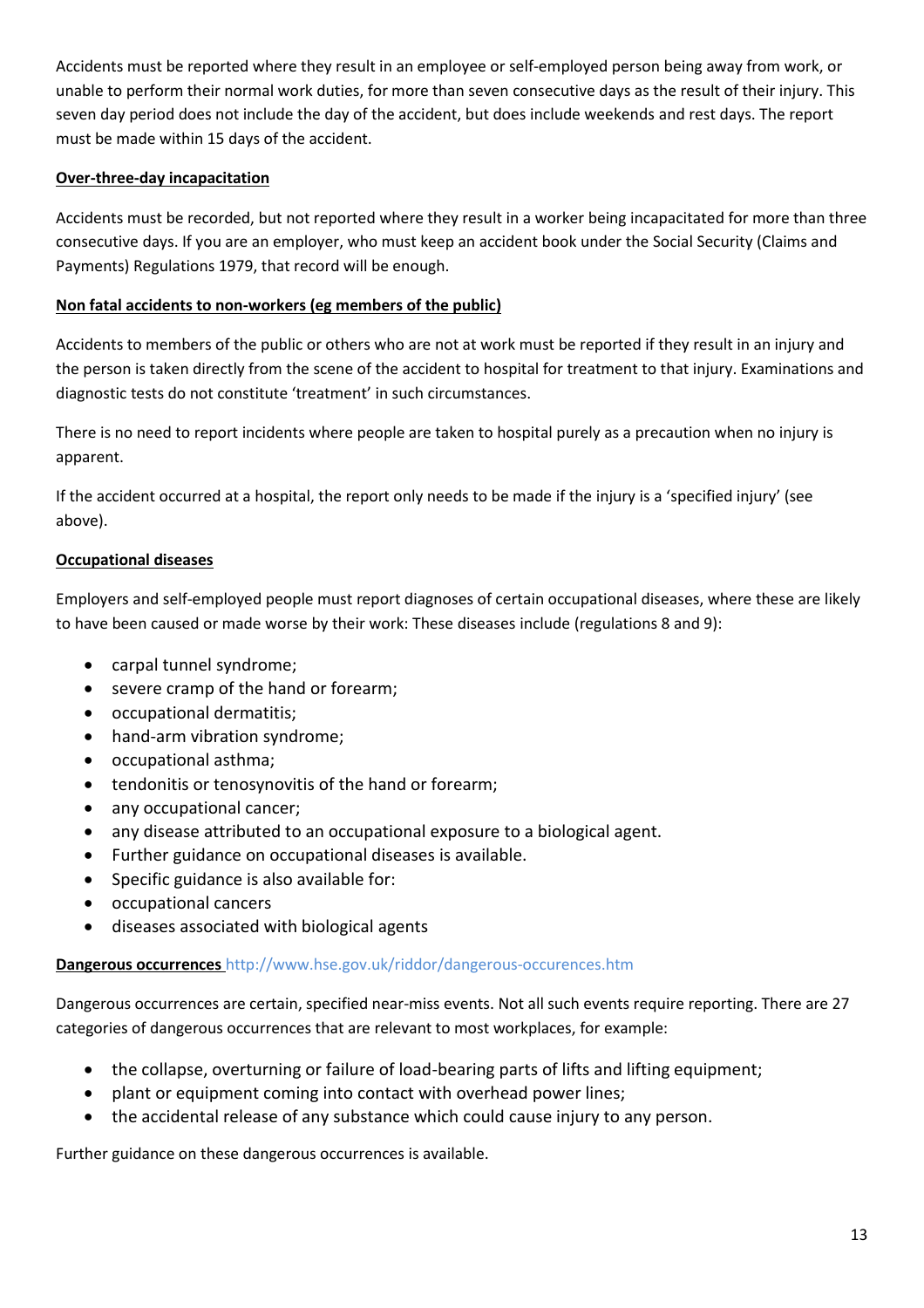Accidents must be reported where they result in an employee or self-employed person being away from work, or unable to perform their normal work duties, for more than seven consecutive days as the result of their injury. This seven day period does not include the day of the accident, but does include weekends and rest days. The report must be made within 15 days of the accident.

**Over-three-day incapacitation**

Accidents must be recorded, but not reported where they result in a worker being incapacitated for more than three consecutive days. If you are an employer, who must keep an accident book under the Social Security (Claims and Payments) Regulations 1979, that record will be enough.

**Non fatal accidents to non-workers (eg members of the public)**

Accidents to members of the public or others who are not at work must be reported if they result in an injury and the person is taken directly from the scene of the accident to hospital for treatment to that injury. Examinations and diagnostic tests do not constitute 'treatment' in such circumstances.

There is no need to report incidents where people are taken to hospital purely as a precaution when no injury is apparent.

If the accident occurred at a hospital, the report only needs to be made if the injury is a 'specified injury' (see above).

**Occupational diseases**

Employers and self-employed people must report diagnoses of certain occupational diseases, where these are likely to have been caused or made worse by their work: These diseases include (regulations 8 and 9):

- carpal tunnel syndrome;
- severe cramp of the hand or forearm;
- occupational dermatitis;
- hand-arm vibration syndrome;
- occupational asthma;
- tendonitis or tenosynovitis of the hand or forearm;
- any occupational cancer;
- any disease attributed to an occupational exposure to a biological agent.
- Further guidance on occupational diseases is available.
- Specific guidance is also available for:
- occupational cancers
- diseases associated with biological agents

**Dangerous occurrences** http://www.hse.gov.uk/riddor/dangerous-occurences.htm

Dangerous occurrences are certain, specified near-miss events. Not all such events require reporting. There are 27 categories of dangerous occurrences that are relevant to most workplaces, for example:

- the collapse, overturning or failure of load-bearing parts of lifts and lifting equipment;
- plant or equipment coming into contact with overhead power lines;
- the accidental release of any substance which could cause injury to any person.

Further guidance on these dangerous occurrences is available.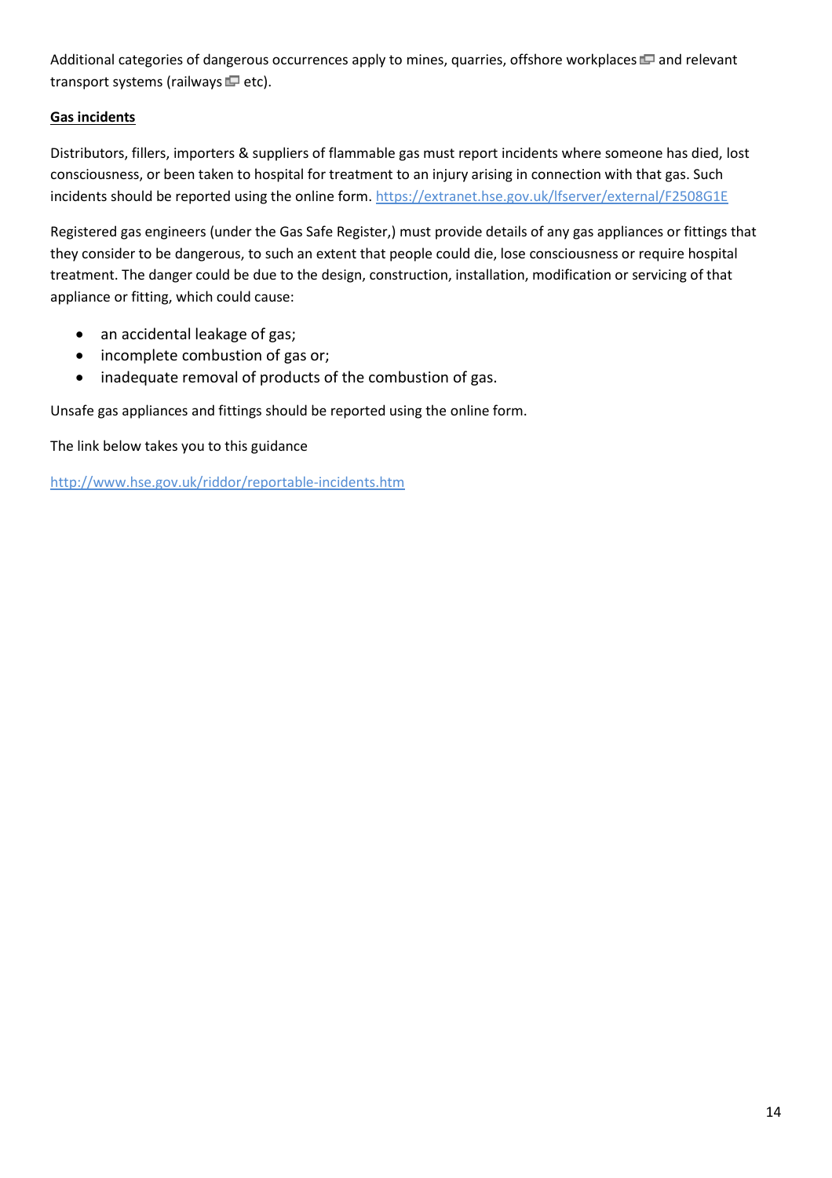Additional categories of dangerous occurrences apply to mines, quarries, offshore workplaces and relevant transport systems (railways etc).

**Gas incidents**

Distributors, fillers, importers & suppliers of flammable gas must report incidents where someone has died, lost consciousness, or been taken to hospital for treatment to an injury arising in connection with that gas. Such incidents should be reported using the online form. https://extranet.hse.gov.uk/lfserver/external/F2508G1E

Registered gas engineers (under the Gas Safe Register,) must provide details of any gas appliances or fittings that they consider to be dangerous, to such an extent that people could die, lose consciousness or require hospital treatment. The danger could be due to the design, construction, installation, modification or servicing of that appliance or fitting, which could cause:

- an accidental leakage of gas;
- incomplete combustion of gas or;
- inadequate removal of products of the combustion of gas.

Unsafe gas appliances and fittings should be reported using the online form.

The link below takes you to this guidance

http://www.hse.gov.uk/riddor/reportable-incidents.htm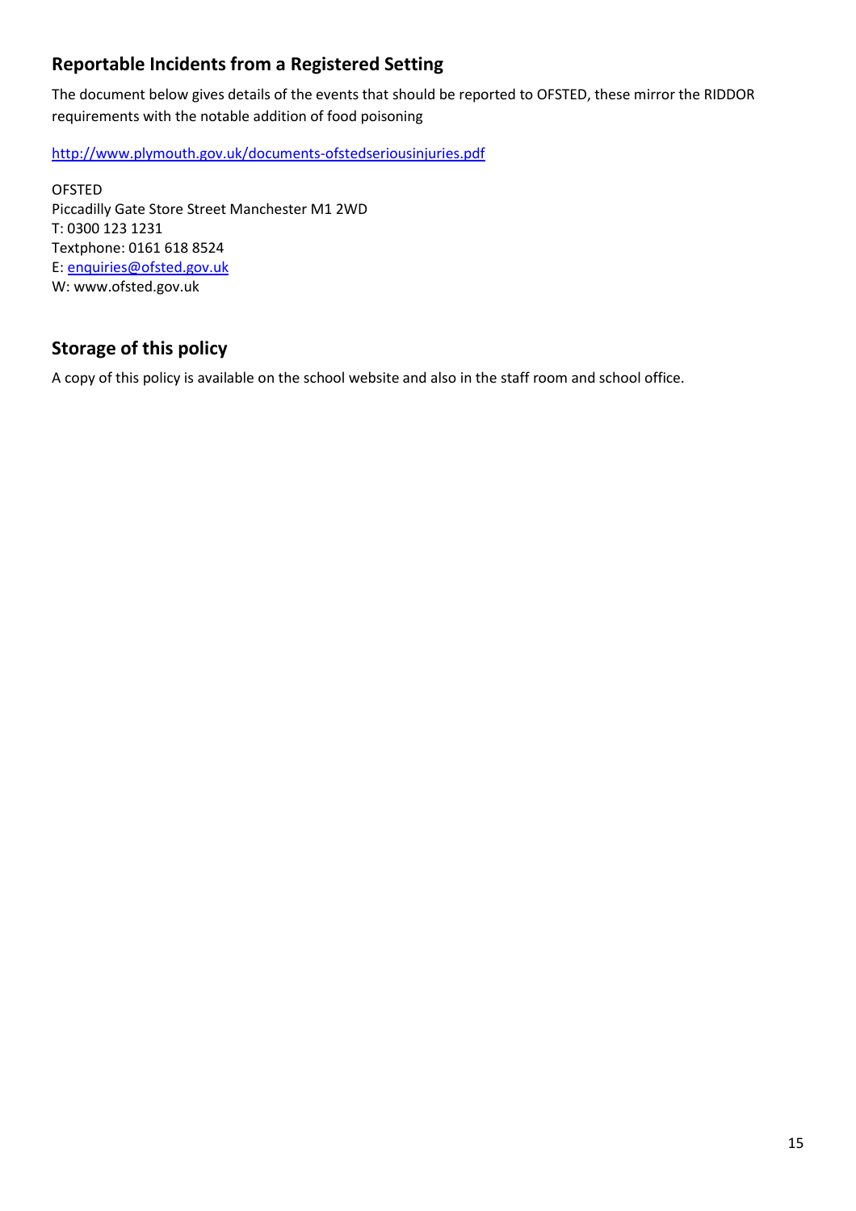## Reportable Incidents from a Registered Setting

The document below gives details of the events that should be reported to OFSTED, these mirror the RIDDOR requirements with the notable addition of food poisoning

http://www.plymouth.gov.uk/documents-ofstedseriousinjuries.pdf

OFSTED
Piccadilly Gate Store Street Manchester M1 2WD
T: 0300 123 1231
Textphone: 0161 618 8524
E: enquiries@ofsted.gov.uk
W: www.ofsted.gov.uk

## Storage of this policy

A copy of this policy is available on the school website and also in the staff room and school office.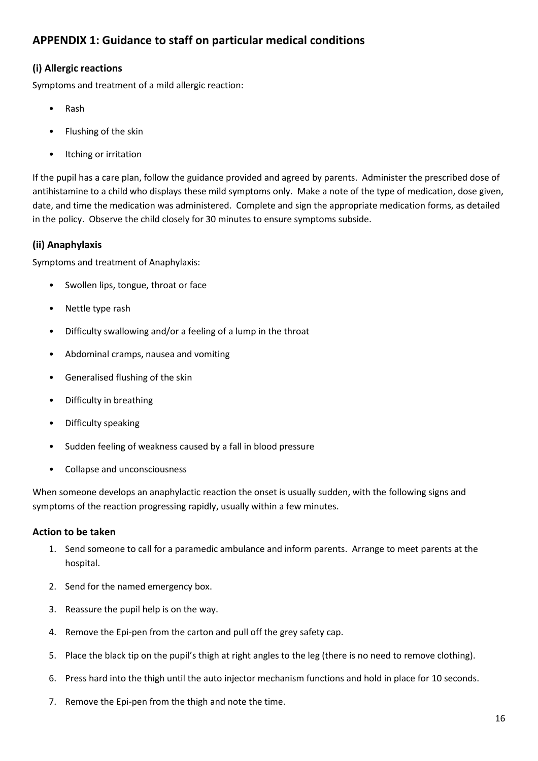## APPENDIX 1: Guidance to staff on particular medical conditions

### (i) Allergic reactions

Symptoms and treatment of a mild allergic reaction:

- Rash
- Flushing of the skin
- Itching or irritation

If the pupil has a care plan, follow the guidance provided and agreed by parents. Administer the prescribed dose of antihistamine to a child who displays these mild symptoms only. Make a note of the type of medication, dose given, date, and time the medication was administered. Complete and sign the appropriate medication forms, as detailed in the policy. Observe the child closely for 30 minutes to ensure symptoms subside.

### (ii) Anaphylaxis

Symptoms and treatment of Anaphylaxis:

- Swollen lips, tongue, throat or face
- Nettle type rash
- Difficulty swallowing and/or a feeling of a lump in the throat
- Abdominal cramps, nausea and vomiting
- Generalised flushing of the skin
- Difficulty in breathing
- Difficulty speaking
- Sudden feeling of weakness caused by a fall in blood pressure
- Collapse and unconsciousness

When someone develops an anaphylactic reaction the onset is usually sudden, with the following signs and symptoms of the reaction progressing rapidly, usually within a few minutes.

#### Action to be taken

1. Send someone to call for a paramedic ambulance and inform parents. Arrange to meet parents at the hospital.
2. Send for the named emergency box.
3. Reassure the pupil help is on the way.
4. Remove the Epi-pen from the carton and pull off the grey safety cap.
5. Place the black tip on the pupil's thigh at right angles to the leg (there is no need to remove clothing).
6. Press hard into the thigh until the auto injector mechanism functions and hold in place for 10 seconds.
7. Remove the Epi-pen from the thigh and note the time.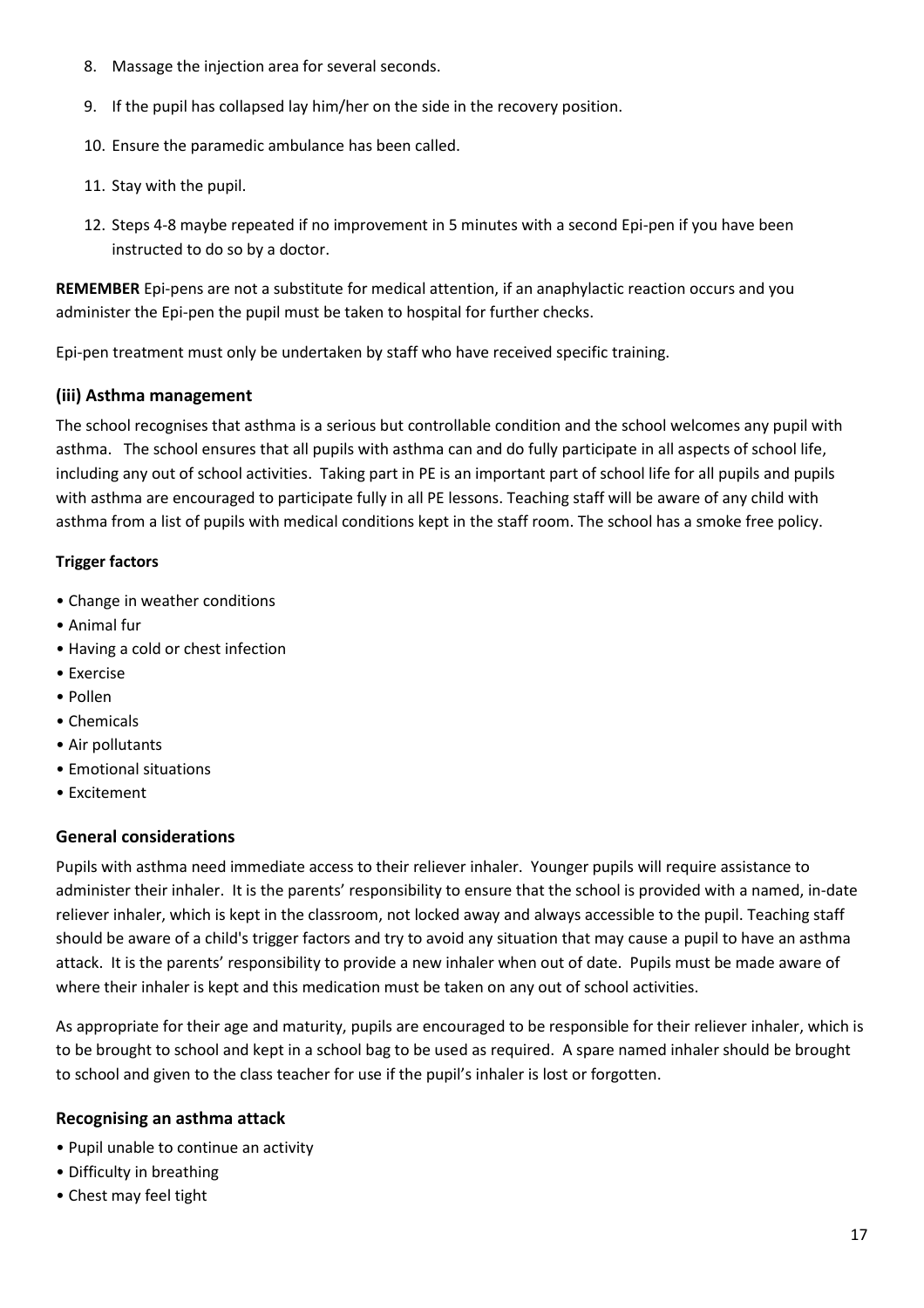8. Massage the injection area for several seconds.
9. If the pupil has collapsed lay him/her on the side in the recovery position.
10. Ensure the paramedic ambulance has been called.
11. Stay with the pupil.
12. Steps 4-8 maybe repeated if no improvement in 5 minutes with a second Epi-pen if you have been instructed to do so by a doctor.

**REMEMBER** Epi-pens are not a substitute for medical attention, if an anaphylactic reaction occurs and you administer the Epi-pen the pupil must be taken to hospital for further checks.

Epi-pen treatment must only be undertaken by staff who have received specific training.

### (iii) Asthma management

The school recognises that asthma is a serious but controllable condition and the school welcomes any pupil with asthma. The school ensures that all pupils with asthma can and do fully participate in all aspects of school life, including any out of school activities. Taking part in PE is an important part of school life for all pupils and pupils with asthma are encouraged to participate fully in all PE lessons. Teaching staff will be aware of any child with asthma from a list of pupils with medical conditions kept in the staff room. The school has a smoke free policy.

**Trigger factors**

- Change in weather conditions
- Animal fur
- Having a cold or chest infection
- Exercise
- Pollen
- Chemicals
- Air pollutants
- Emotional situations
- Excitement

### General considerations

Pupils with asthma need immediate access to their reliever inhaler. Younger pupils will require assistance to administer their inhaler. It is the parents' responsibility to ensure that the school is provided with a named, in-date reliever inhaler, which is kept in the classroom, not locked away and always accessible to the pupil. Teaching staff should be aware of a child's trigger factors and try to avoid any situation that may cause a pupil to have an asthma attack. It is the parents' responsibility to provide a new inhaler when out of date. Pupils must be made aware of where their inhaler is kept and this medication must be taken on any out of school activities.

As appropriate for their age and maturity, pupils are encouraged to be responsible for their reliever inhaler, which is to be brought to school and kept in a school bag to be used as required. A spare named inhaler should be brought to school and given to the class teacher for use if the pupil's inhaler is lost or forgotten.

### Recognising an asthma attack

- Pupil unable to continue an activity
- Difficulty in breathing
- Chest may feel tight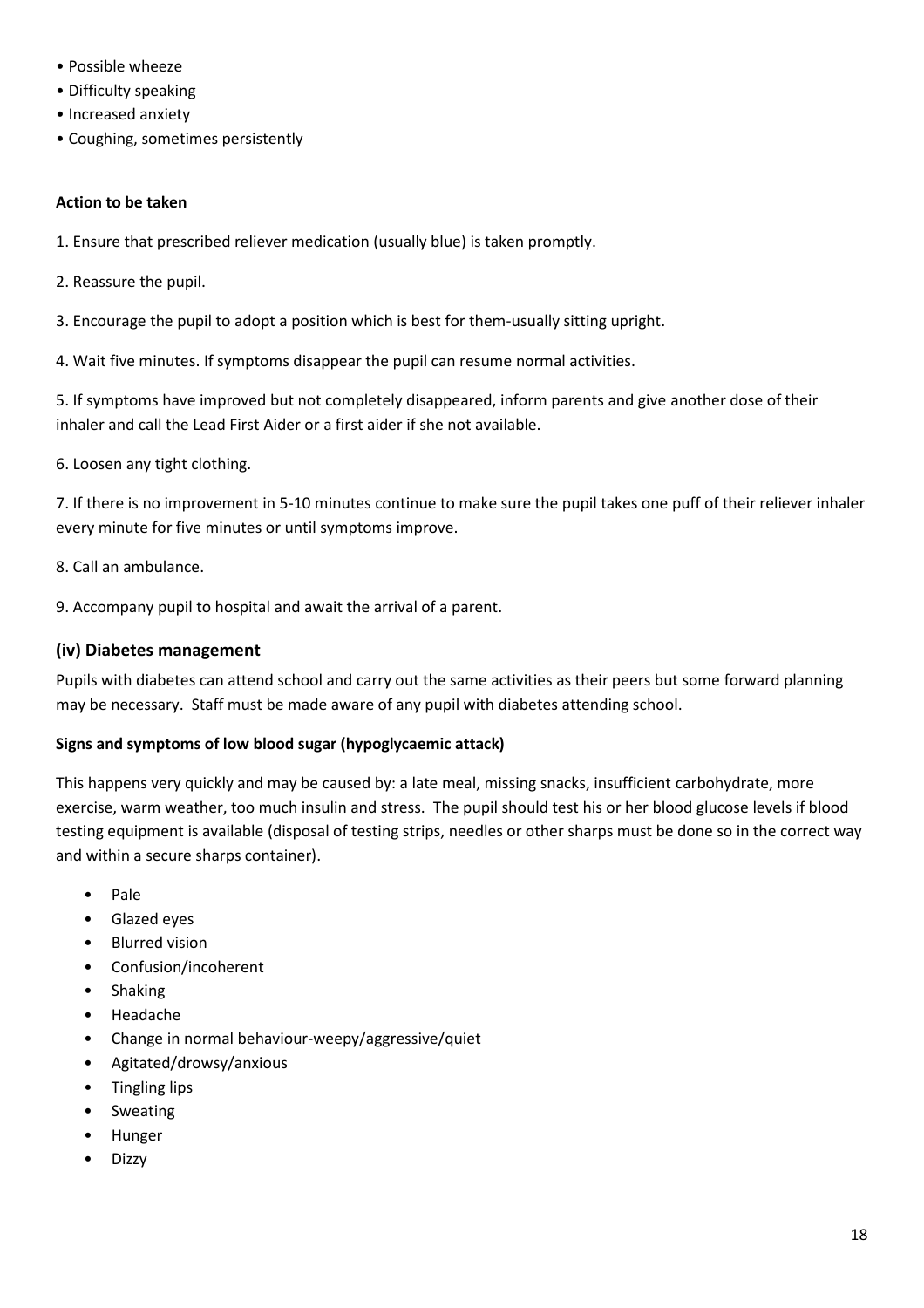- Possible wheeze
- Difficulty speaking
- Increased anxiety
- Coughing, sometimes persistently

**Action to be taken**

1. Ensure that prescribed reliever medication (usually blue) is taken promptly.

2. Reassure the pupil.

3. Encourage the pupil to adopt a position which is best for them-usually sitting upright.

4. Wait five minutes. If symptoms disappear the pupil can resume normal activities.

5. If symptoms have improved but not completely disappeared, inform parents and give another dose of their inhaler and call the Lead First Aider or a first aider if she not available.

6. Loosen any tight clothing.

7. If there is no improvement in 5-10 minutes continue to make sure the pupil takes one puff of their reliever inhaler every minute for five minutes or until symptoms improve.

8. Call an ambulance.

9. Accompany pupil to hospital and await the arrival of a parent.

### (iv) Diabetes management

Pupils with diabetes can attend school and carry out the same activities as their peers but some forward planning may be necessary. Staff must be made aware of any pupil with diabetes attending school.

**Signs and symptoms of low blood sugar (hypoglycaemic attack)**

This happens very quickly and may be caused by: a late meal, missing snacks, insufficient carbohydrate, more exercise, warm weather, too much insulin and stress. The pupil should test his or her blood glucose levels if blood testing equipment is available (disposal of testing strips, needles or other sharps must be done so in the correct way and within a secure sharps container).

- Pale
- Glazed eyes
- Blurred vision
- Confusion/incoherent
- Shaking
- Headache
- Change in normal behaviour-weepy/aggressive/quiet
- Agitated/drowsy/anxious
- Tingling lips
- Sweating
- Hunger
- Dizzy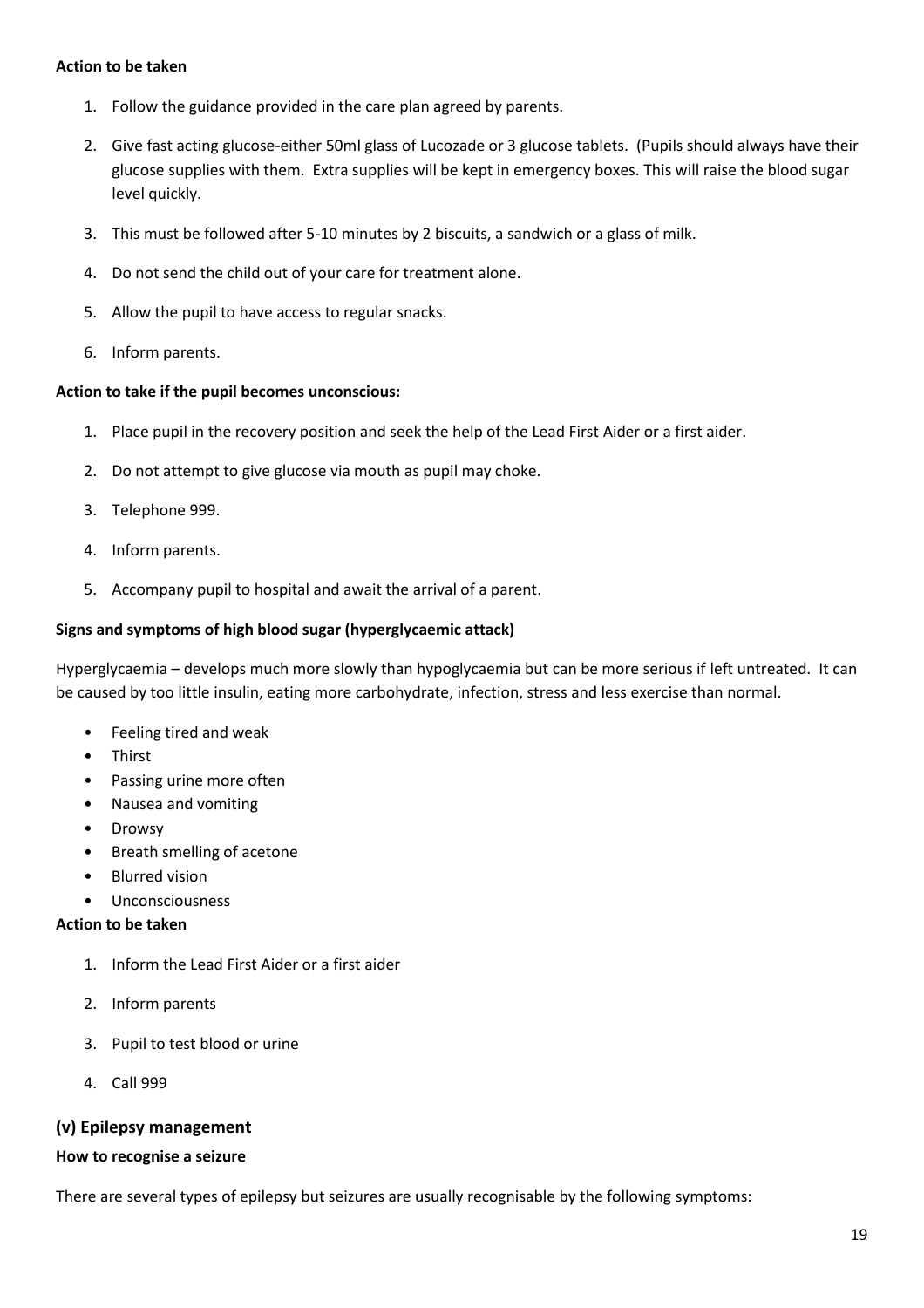**Action to be taken**

1. Follow the guidance provided in the care plan agreed by parents.
2. Give fast acting glucose-either 50ml glass of Lucozade or 3 glucose tablets. (Pupils should always have their glucose supplies with them. Extra supplies will be kept in emergency boxes. This will raise the blood sugar level quickly.
3. This must be followed after 5-10 minutes by 2 biscuits, a sandwich or a glass of milk.
4. Do not send the child out of your care for treatment alone.
5. Allow the pupil to have access to regular snacks.
6. Inform parents.

**Action to take if the pupil becomes unconscious:**

1. Place pupil in the recovery position and seek the help of the Lead First Aider or a first aider.
2. Do not attempt to give glucose via mouth as pupil may choke.
3. Telephone 999.
4. Inform parents.
5. Accompany pupil to hospital and await the arrival of a parent.

**Signs and symptoms of high blood sugar (hyperglycaemic attack)**

Hyperglycaemia – develops much more slowly than hypoglycaemia but can be more serious if left untreated. It can be caused by too little insulin, eating more carbohydrate, infection, stress and less exercise than normal.

- Feeling tired and weak
- Thirst
- Passing urine more often
- Nausea and vomiting
- Drowsy
- Breath smelling of acetone
- Blurred vision
- Unconsciousness

**Action to be taken**

1. Inform the Lead First Aider or a first aider
2. Inform parents
3. Pupil to test blood or urine
4. Call 999

## (v) Epilepsy management

**How to recognise a seizure**

There are several types of epilepsy but seizures are usually recognisable by the following symptoms: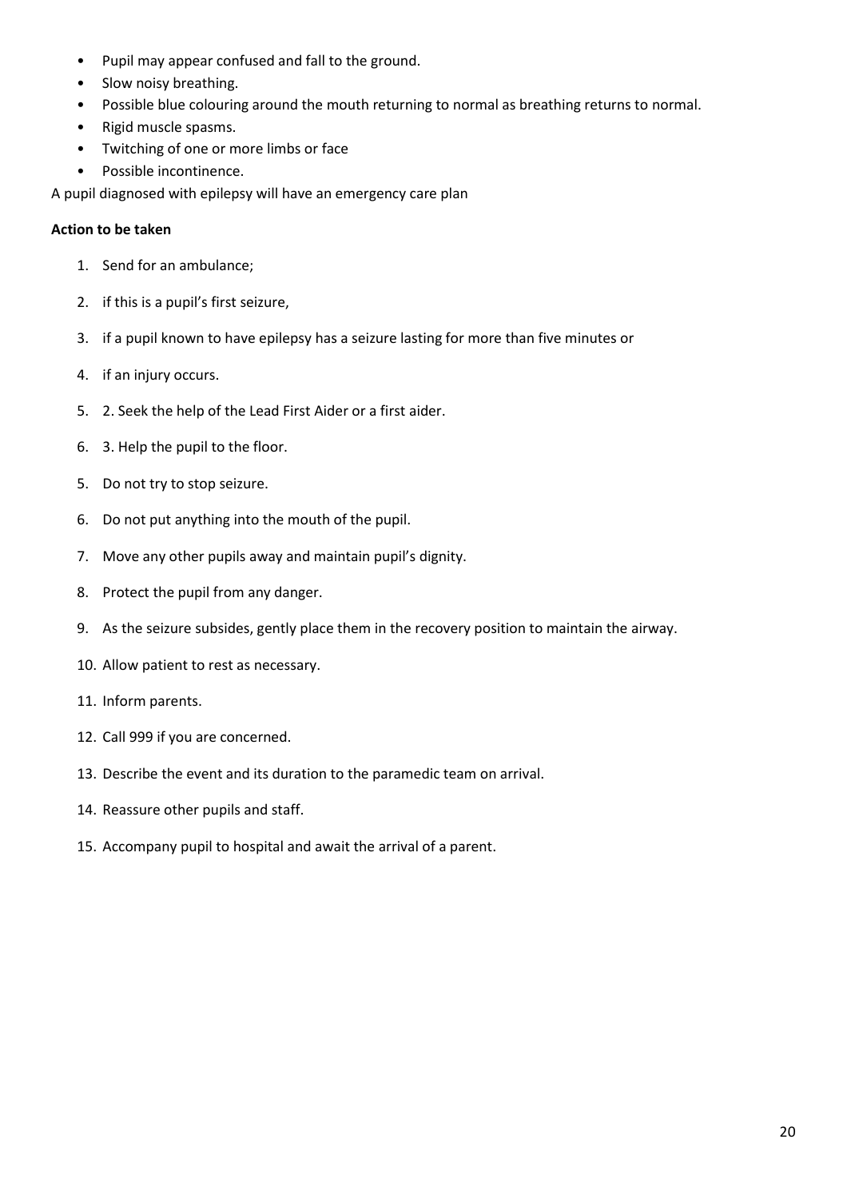- Pupil may appear confused and fall to the ground.
- Slow noisy breathing.
- Possible blue colouring around the mouth returning to normal as breathing returns to normal.
- Rigid muscle spasms.
- Twitching of one or more limbs or face
- Possible incontinence.

A pupil diagnosed with epilepsy will have an emergency care plan

**Action to be taken**

1. Send for an ambulance;
2. if this is a pupil's first seizure,
3. if a pupil known to have epilepsy has a seizure lasting for more than five minutes or
4. if an injury occurs.
5. 2. Seek the help of the Lead First Aider or a first aider.
6. 3. Help the pupil to the floor.

5. Do not try to stop seizure.
6. Do not put anything into the mouth of the pupil.
7. Move any other pupils away and maintain pupil's dignity.
8. Protect the pupil from any danger.
9. As the seizure subsides, gently place them in the recovery position to maintain the airway.
10. Allow patient to rest as necessary.
11. Inform parents.
12. Call 999 if you are concerned.
13. Describe the event and its duration to the paramedic team on arrival.
14. Reassure other pupils and staff.
15. Accompany pupil to hospital and await the arrival of a parent.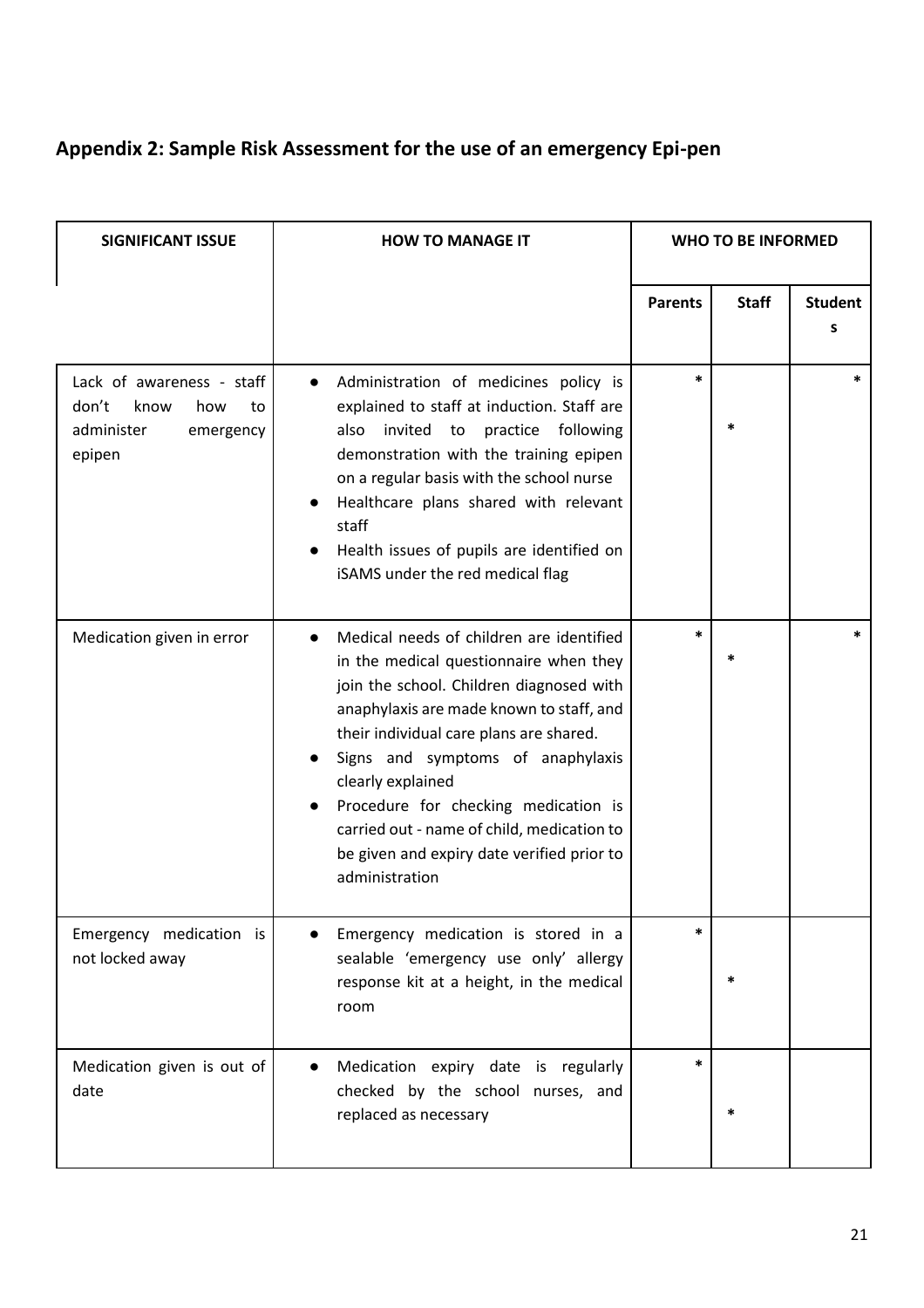## Appendix 2: Sample Risk Assessment for the use of an emergency Epi-pen

| SIGNIFICANT ISSUE | HOW TO MANAGE IT | WHO TO BE INFORMED | | |
|---|---|---|---|---|
| | | Parents | Staff | Students |
| Lack of awareness - staff don't know how to administer emergency epipen | ● Administration of medicines policy is explained to staff at induction. Staff are also invited to practice following demonstration with the training epipen on a regular basis with the school nurse<br>● Healthcare plans shared with relevant staff<br>● Health issues of pupils are identified on iSAMS under the red medical flag | * | * | * |
| Medication given in error | ● Medical needs of children are identified in the medical questionnaire when they join the school. Children diagnosed with anaphylaxis are made known to staff, and their individual care plans are shared.<br>● Signs and symptoms of anaphylaxis clearly explained<br>● Procedure for checking medication is carried out - name of child, medication to be given and expiry date verified prior to administration | * | * | * |
| Emergency medication is not locked away | ● Emergency medication is stored in a sealable 'emergency use only' allergy response kit at a height, in the medical room | * | * | |
| Medication given is out of date | ● Medication expiry date is regularly checked by the school nurses, and replaced as necessary | * | * | |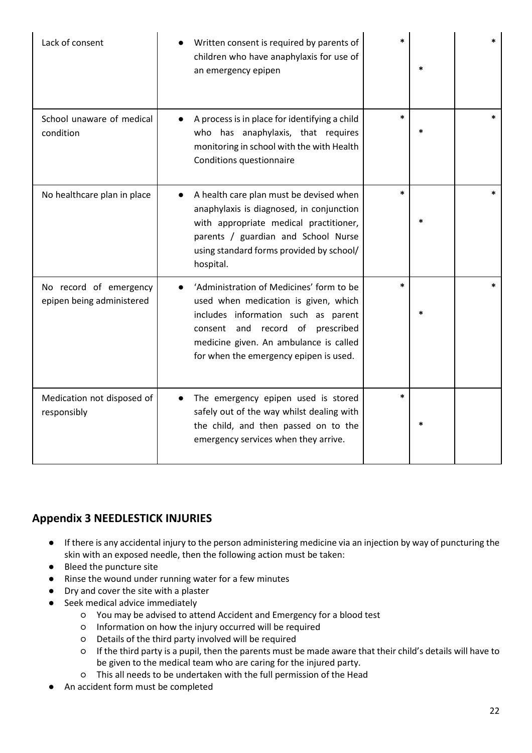| | | | | |
|---|---|---|---|---|
| Lack of consent | ● Written consent is required by parents of children who have anaphylaxis for use of an emergency epipen | * | * | * |
| School unaware of medical condition | ● A process is in place for identifying a child who has anaphylaxis, that requires monitoring in school with the with Health Conditions questionnaire | * | * | * |
| No healthcare plan in place | ● A health care plan must be devised when anaphylaxis is diagnosed, in conjunction with appropriate medical practitioner, parents / guardian and School Nurse using standard forms provided by school/ hospital. | * | * | * |
| No record of emergency epipen being administered | ● 'Administration of Medicines' form to be used when medication is given, which includes information such as parent consent and record of prescribed medicine given. An ambulance is called for when the emergency epipen is used. | * | * | * |
| Medication not disposed of responsibly | ● The emergency epipen used is stored safely out of the way whilst dealing with the child, and then passed on to the emergency services when they arrive. | * | * | |

## Appendix 3 NEEDLESTICK INJURIES

- If there is any accidental injury to the person administering medicine via an injection by way of puncturing the skin with an exposed needle, then the following action must be taken:
- Bleed the puncture site
- Rinse the wound under running water for a few minutes
- Dry and cover the site with a plaster
- Seek medical advice immediately
  - You may be advised to attend Accident and Emergency for a blood test
  - Information on how the injury occurred will be required
  - Details of the third party involved will be required
  - If the third party is a pupil, then the parents must be made aware that their child's details will have to be given to the medical team who are caring for the injured party.
  - This all needs to be undertaken with the full permission of the Head
- An accident form must be completed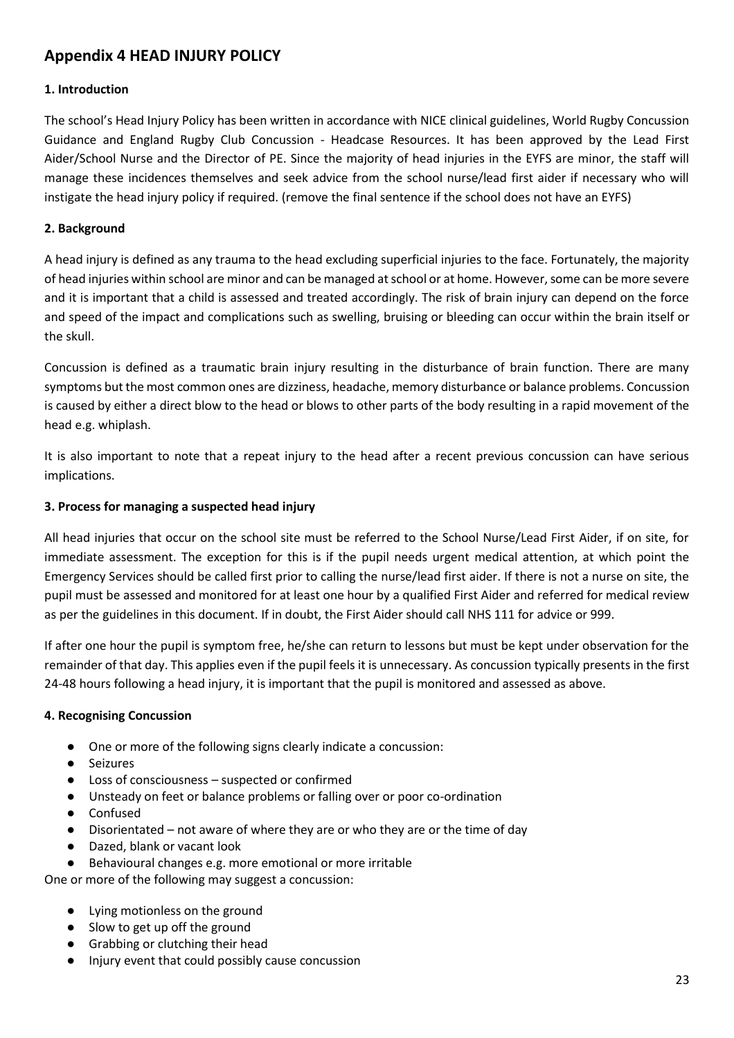## Appendix 4 HEAD INJURY POLICY

### 1. Introduction

The school's Head Injury Policy has been written in accordance with NICE clinical guidelines, World Rugby Concussion Guidance and England Rugby Club Concussion - Headcase Resources. It has been approved by the Lead First Aider/School Nurse and the Director of PE. Since the majority of head injuries in the EYFS are minor, the staff will manage these incidences themselves and seek advice from the school nurse/lead first aider if necessary who will instigate the head injury policy if required. (remove the final sentence if the school does not have an EYFS)

### 2. Background

A head injury is defined as any trauma to the head excluding superficial injuries to the face. Fortunately, the majority of head injuries within school are minor and can be managed at school or at home. However, some can be more severe and it is important that a child is assessed and treated accordingly. The risk of brain injury can depend on the force and speed of the impact and complications such as swelling, bruising or bleeding can occur within the brain itself or the skull.

Concussion is defined as a traumatic brain injury resulting in the disturbance of brain function. There are many symptoms but the most common ones are dizziness, headache, memory disturbance or balance problems. Concussion is caused by either a direct blow to the head or blows to other parts of the body resulting in a rapid movement of the head e.g. whiplash.

It is also important to note that a repeat injury to the head after a recent previous concussion can have serious implications.

### 3. Process for managing a suspected head injury

All head injuries that occur on the school site must be referred to the School Nurse/Lead First Aider, if on site, for immediate assessment. The exception for this is if the pupil needs urgent medical attention, at which point the Emergency Services should be called first prior to calling the nurse/lead first aider. If there is not a nurse on site, the pupil must be assessed and monitored for at least one hour by a qualified First Aider and referred for medical review as per the guidelines in this document. If in doubt, the First Aider should call NHS 111 for advice or 999.

If after one hour the pupil is symptom free, he/she can return to lessons but must be kept under observation for the remainder of that day. This applies even if the pupil feels it is unnecessary. As concussion typically presents in the first 24-48 hours following a head injury, it is important that the pupil is monitored and assessed as above.

### 4. Recognising Concussion

- One or more of the following signs clearly indicate a concussion:
- Seizures
- Loss of consciousness – suspected or confirmed
- Unsteady on feet or balance problems or falling over or poor co-ordination
- Confused
- Disorientated – not aware of where they are or who they are or the time of day
- Dazed, blank or vacant look
- Behavioural changes e.g. more emotional or more irritable

One or more of the following may suggest a concussion:

- Lying motionless on the ground
- Slow to get up off the ground
- Grabbing or clutching their head
- Injury event that could possibly cause concussion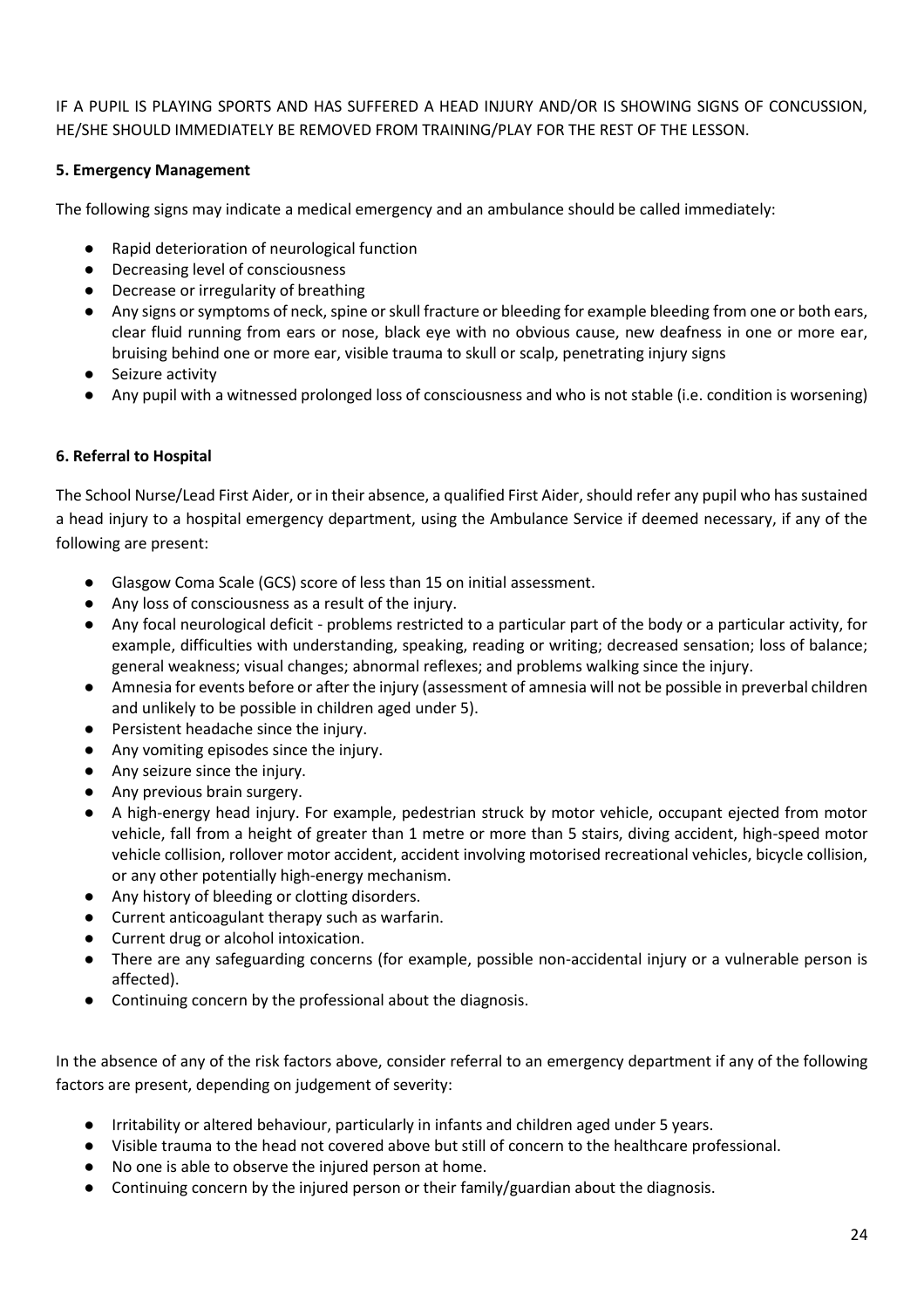IF A PUPIL IS PLAYING SPORTS AND HAS SUFFERED A HEAD INJURY AND/OR IS SHOWING SIGNS OF CONCUSSION, HE/SHE SHOULD IMMEDIATELY BE REMOVED FROM TRAINING/PLAY FOR THE REST OF THE LESSON.

**5. Emergency Management**

The following signs may indicate a medical emergency and an ambulance should be called immediately:

- Rapid deterioration of neurological function
- Decreasing level of consciousness
- Decrease or irregularity of breathing
- Any signs or symptoms of neck, spine or skull fracture or bleeding for example bleeding from one or both ears, clear fluid running from ears or nose, black eye with no obvious cause, new deafness in one or more ear, bruising behind one or more ear, visible trauma to skull or scalp, penetrating injury signs
- Seizure activity
- Any pupil with a witnessed prolonged loss of consciousness and who is not stable (i.e. condition is worsening)

**6. Referral to Hospital**

The School Nurse/Lead First Aider, or in their absence, a qualified First Aider, should refer any pupil who has sustained a head injury to a hospital emergency department, using the Ambulance Service if deemed necessary, if any of the following are present:

- Glasgow Coma Scale (GCS) score of less than 15 on initial assessment.
- Any loss of consciousness as a result of the injury.
- Any focal neurological deficit - problems restricted to a particular part of the body or a particular activity, for example, difficulties with understanding, speaking, reading or writing; decreased sensation; loss of balance; general weakness; visual changes; abnormal reflexes; and problems walking since the injury.
- Amnesia for events before or after the injury (assessment of amnesia will not be possible in preverbal children and unlikely to be possible in children aged under 5).
- Persistent headache since the injury.
- Any vomiting episodes since the injury.
- Any seizure since the injury.
- Any previous brain surgery.
- A high-energy head injury. For example, pedestrian struck by motor vehicle, occupant ejected from motor vehicle, fall from a height of greater than 1 metre or more than 5 stairs, diving accident, high-speed motor vehicle collision, rollover motor accident, accident involving motorised recreational vehicles, bicycle collision, or any other potentially high-energy mechanism.
- Any history of bleeding or clotting disorders.
- Current anticoagulant therapy such as warfarin.
- Current drug or alcohol intoxication.
- There are any safeguarding concerns (for example, possible non-accidental injury or a vulnerable person is affected).
- Continuing concern by the professional about the diagnosis.

In the absence of any of the risk factors above, consider referral to an emergency department if any of the following factors are present, depending on judgement of severity:

- Irritability or altered behaviour, particularly in infants and children aged under 5 years.
- Visible trauma to the head not covered above but still of concern to the healthcare professional.
- No one is able to observe the injured person at home.
- Continuing concern by the injured person or their family/guardian about the diagnosis.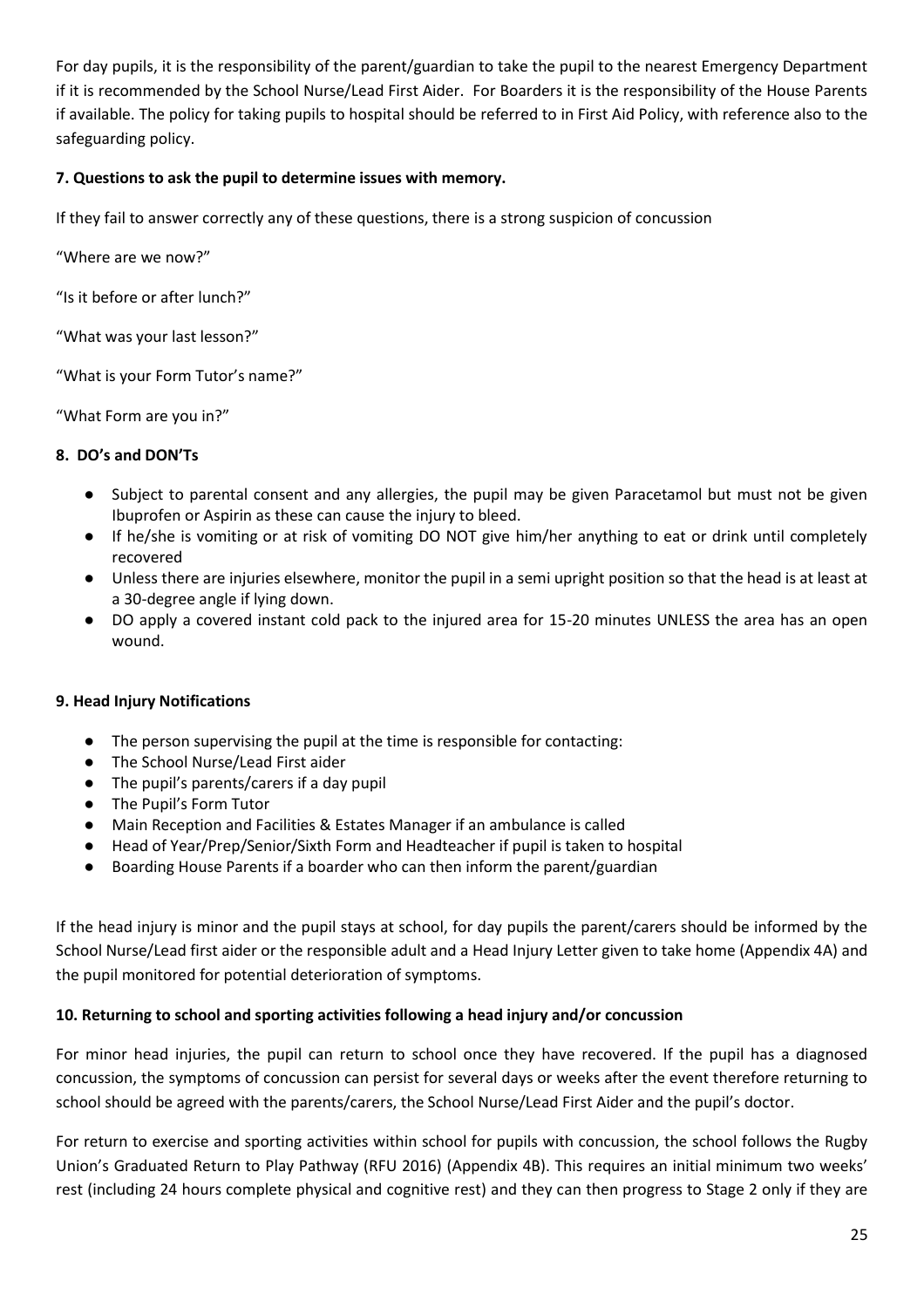For day pupils, it is the responsibility of the parent/guardian to take the pupil to the nearest Emergency Department if it is recommended by the School Nurse/Lead First Aider. For Boarders it is the responsibility of the House Parents if available. The policy for taking pupils to hospital should be referred to in First Aid Policy, with reference also to the safeguarding policy.

### 7. Questions to ask the pupil to determine issues with memory.

If they fail to answer correctly any of these questions, there is a strong suspicion of concussion

"Where are we now?"

"Is it before or after lunch?"

"What was your last lesson?"

"What is your Form Tutor's name?"

"What Form are you in?"

### 8. DO's and DON'Ts

- Subject to parental consent and any allergies, the pupil may be given Paracetamol but must not be given Ibuprofen or Aspirin as these can cause the injury to bleed.
- If he/she is vomiting or at risk of vomiting DO NOT give him/her anything to eat or drink until completely recovered
- Unless there are injuries elsewhere, monitor the pupil in a semi upright position so that the head is at least at a 30-degree angle if lying down.
- DO apply a covered instant cold pack to the injured area for 15-20 minutes UNLESS the area has an open wound.

### 9. Head Injury Notifications

- The person supervising the pupil at the time is responsible for contacting:
- The School Nurse/Lead First aider
- The pupil's parents/carers if a day pupil
- The Pupil's Form Tutor
- Main Reception and Facilities & Estates Manager if an ambulance is called
- Head of Year/Prep/Senior/Sixth Form and Headteacher if pupil is taken to hospital
- Boarding House Parents if a boarder who can then inform the parent/guardian

If the head injury is minor and the pupil stays at school, for day pupils the parent/carers should be informed by the School Nurse/Lead first aider or the responsible adult and a Head Injury Letter given to take home (Appendix 4A) and the pupil monitored for potential deterioration of symptoms.

### 10. Returning to school and sporting activities following a head injury and/or concussion

For minor head injuries, the pupil can return to school once they have recovered. If the pupil has a diagnosed concussion, the symptoms of concussion can persist for several days or weeks after the event therefore returning to school should be agreed with the parents/carers, the School Nurse/Lead First Aider and the pupil's doctor.

For return to exercise and sporting activities within school for pupils with concussion, the school follows the Rugby Union's Graduated Return to Play Pathway (RFU 2016) (Appendix 4B). This requires an initial minimum two weeks' rest (including 24 hours complete physical and cognitive rest) and they can then progress to Stage 2 only if they are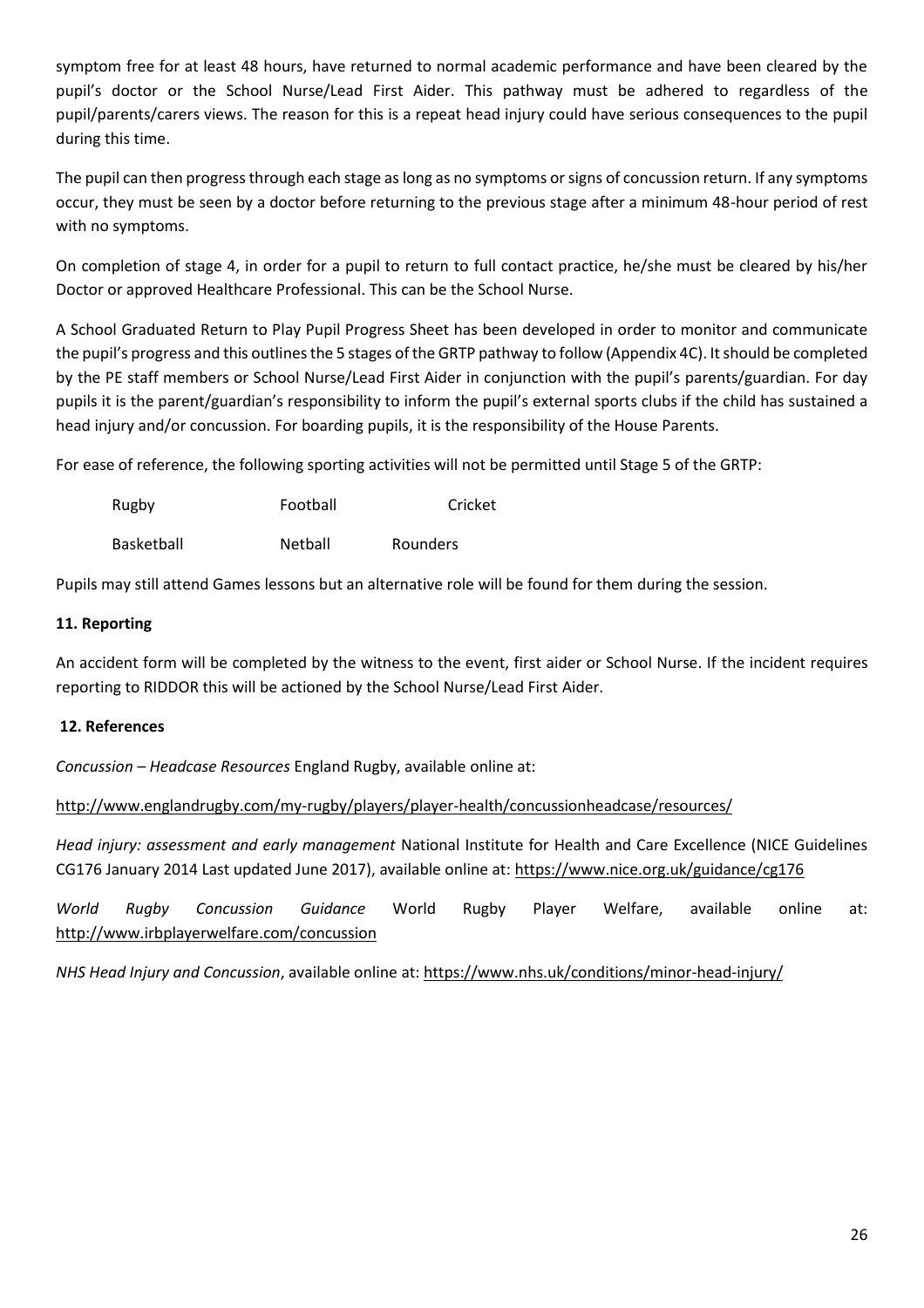symptom free for at least 48 hours, have returned to normal academic performance and have been cleared by the pupil's doctor or the School Nurse/Lead First Aider. This pathway must be adhered to regardless of the pupil/parents/carers views. The reason for this is a repeat head injury could have serious consequences to the pupil during this time.

The pupil can then progress through each stage as long as no symptoms or signs of concussion return. If any symptoms occur, they must be seen by a doctor before returning to the previous stage after a minimum 48-hour period of rest with no symptoms.

On completion of stage 4, in order for a pupil to return to full contact practice, he/she must be cleared by his/her Doctor or approved Healthcare Professional. This can be the School Nurse.

A School Graduated Return to Play Pupil Progress Sheet has been developed in order to monitor and communicate the pupil's progress and this outlines the 5 stages of the GRTP pathway to follow (Appendix 4C). It should be completed by the PE staff members or School Nurse/Lead First Aider in conjunction with the pupil's parents/guardian. For day pupils it is the parent/guardian's responsibility to inform the pupil's external sports clubs if the child has sustained a head injury and/or concussion. For boarding pupils, it is the responsibility of the House Parents.

For ease of reference, the following sporting activities will not be permitted until Stage 5 of the GRTP:

| | | |
|---|---|---|
| Rugby | Football | Cricket |
| Basketball | Netball | Rounders |

Pupils may still attend Games lessons but an alternative role will be found for them during the session.

**11. Reporting**

An accident form will be completed by the witness to the event, first aider or School Nurse. If the incident requires reporting to RIDDOR this will be actioned by the School Nurse/Lead First Aider.

**12. References**

*Concussion – Headcase Resources* England Rugby, available online at:

http://www.englandrugby.com/my-rugby/players/player-health/concussionheadcase/resources/

*Head injury: assessment and early management* National Institute for Health and Care Excellence (NICE Guidelines CG176 January 2014 Last updated June 2017), available online at: https://www.nice.org.uk/guidance/cg176

*World Rugby Concussion Guidance* World Rugby Player Welfare, available online at: http://www.irbplayerwelfare.com/concussion

*NHS Head Injury and Concussion*, available online at: https://www.nhs.uk/conditions/minor-head-injury/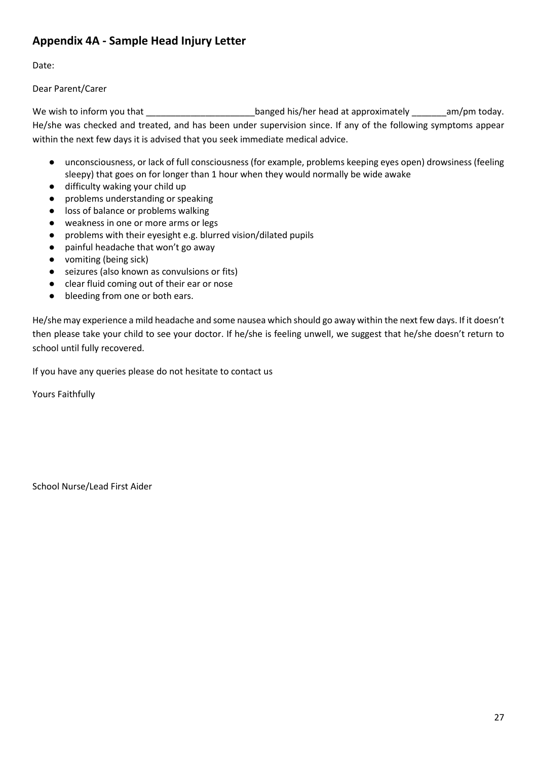## Appendix 4A - Sample Head Injury Letter

Date:

Dear Parent/Carer

We wish to inform you that ______________________banged his/her head at approximately _______am/pm today. He/she was checked and treated, and has been under supervision since. If any of the following symptoms appear within the next few days it is advised that you seek immediate medical advice.

- unconsciousness, or lack of full consciousness (for example, problems keeping eyes open) drowsiness (feeling sleepy) that goes on for longer than 1 hour when they would normally be wide awake
- difficulty waking your child up
- problems understanding or speaking
- loss of balance or problems walking
- weakness in one or more arms or legs
- problems with their eyesight e.g. blurred vision/dilated pupils
- painful headache that won't go away
- vomiting (being sick)
- seizures (also known as convulsions or fits)
- clear fluid coming out of their ear or nose
- bleeding from one or both ears.

He/she may experience a mild headache and some nausea which should go away within the next few days. If it doesn't then please take your child to see your doctor. If he/she is feeling unwell, we suggest that he/she doesn't return to school until fully recovered.

If you have any queries please do not hesitate to contact us

Yours Faithfully

School Nurse/Lead First Aider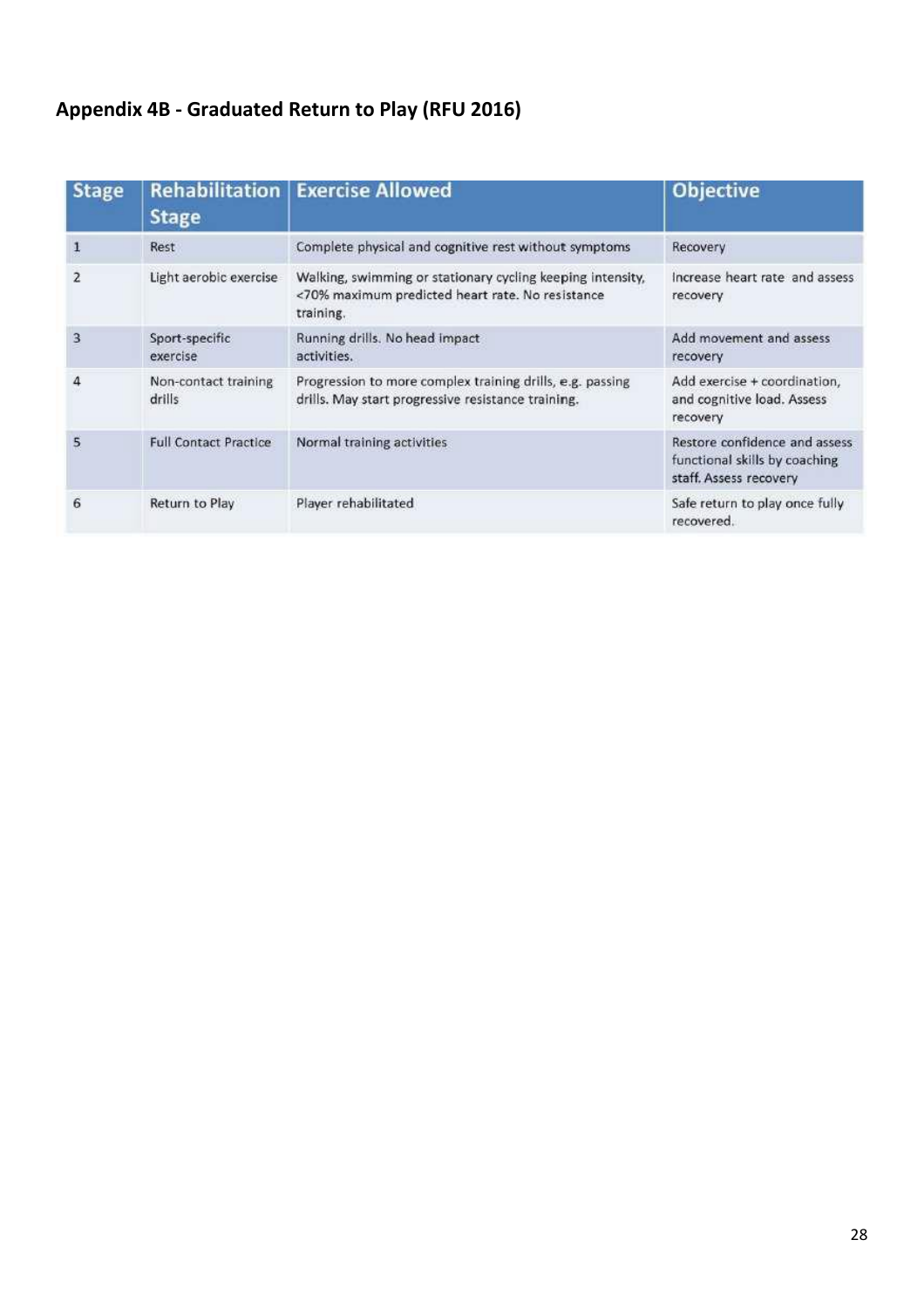## Appendix 4B - Graduated Return to Play (RFU 2016)

| Stage | Rehabilitation Stage | Exercise Allowed | Objective |
|---|---|---|---|
| 1 | Rest | Complete physical and cognitive rest without symptoms | Recovery |
| 2 | Light aerobic exercise | Walking, swimming or stationary cycling keeping intensity, <70% maximum predicted heart rate. No resistance training. | Increase heart rate and assess recovery |
| 3 | Sport-specific exercise | Running drills. No head impact activities. | Add movement and assess recovery |
| 4 | Non-contact training drills | Progression to more complex training drills, e.g. passing drills. May start progressive resistance training. | Add exercise + coordination, and cognitive load. Assess recovery |
| 5 | Full Contact Practice | Normal training activities | Restore confidence and assess functional skills by coaching staff. Assess recovery |
| 6 | Return to Play | Player rehabilitated | Safe return to play once fully recovered. |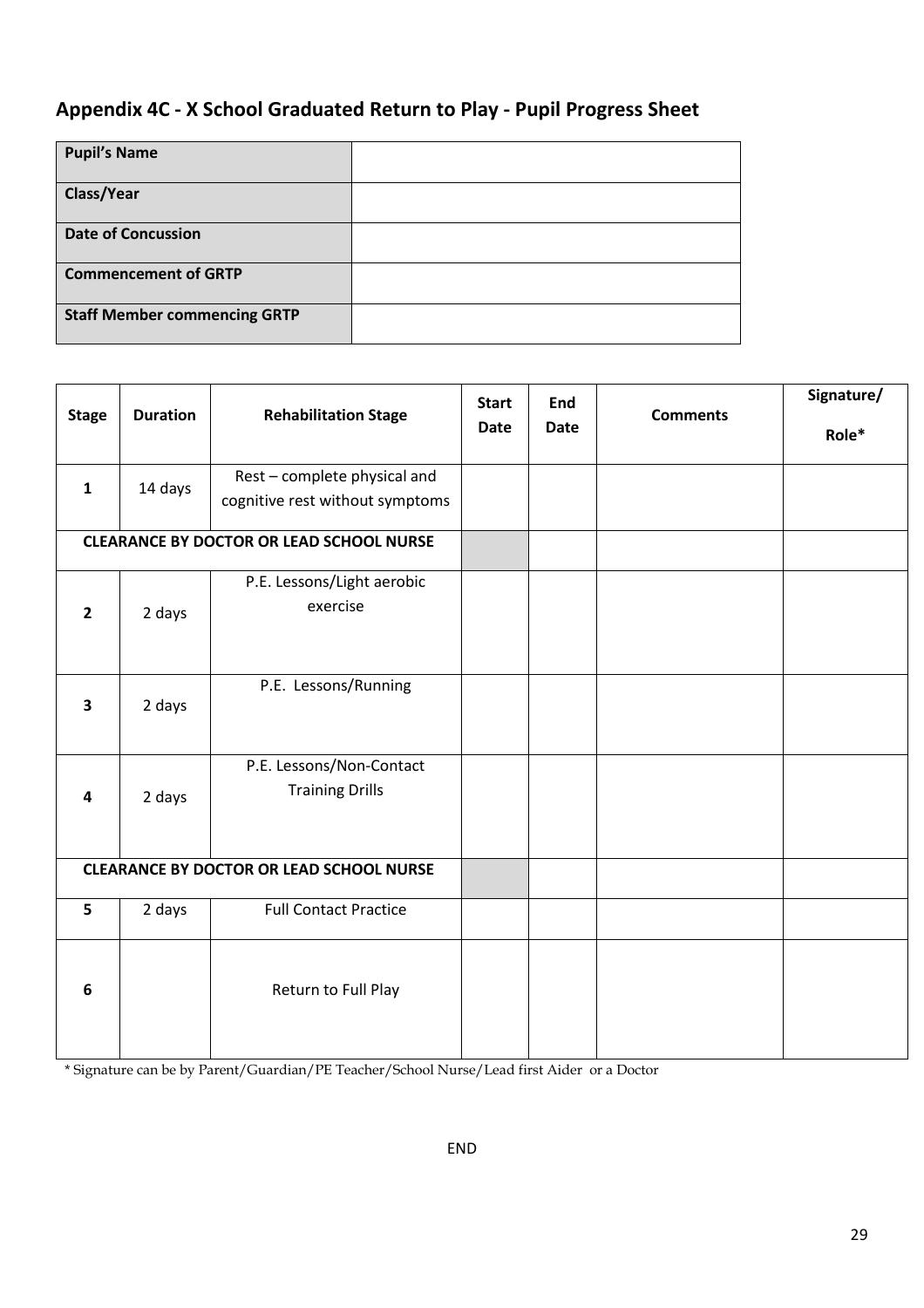## Appendix 4C - X School Graduated Return to Play - Pupil Progress Sheet

| | |
|---|---|
| **Pupil's Name** | |
| **Class/Year** | |
| **Date of Concussion** | |
| **Commencement of GRTP** | |
| **Staff Member commencing GRTP** | |

| **Stage** | **Duration** | **Rehabilitation Stage** | **Start Date** | **End Date** | **Comments** | **Signature/ Role*** |
|---|---|---|---|---|---|---|
| **1** | 14 days | Rest – complete physical and cognitive rest without symptoms | | | | |
| **CLEARANCE BY DOCTOR OR LEAD SCHOOL NURSE** | | | | | | |
| **2** | 2 days | P.E. Lessons/Light aerobic exercise | | | | |
| **3** | 2 days | P.E. Lessons/Running | | | | |
| **4** | 2 days | P.E. Lessons/Non-Contact Training Drills | | | | |
| **CLEARANCE BY DOCTOR OR LEAD SCHOOL NURSE** | | | | | | |
| **5** | 2 days | Full Contact Practice | | | | |
| **6** | | Return to Full Play | | | | |

* Signature can be by Parent/Guardian/PE Teacher/School Nurse/Lead first Aider or a Doctor

END